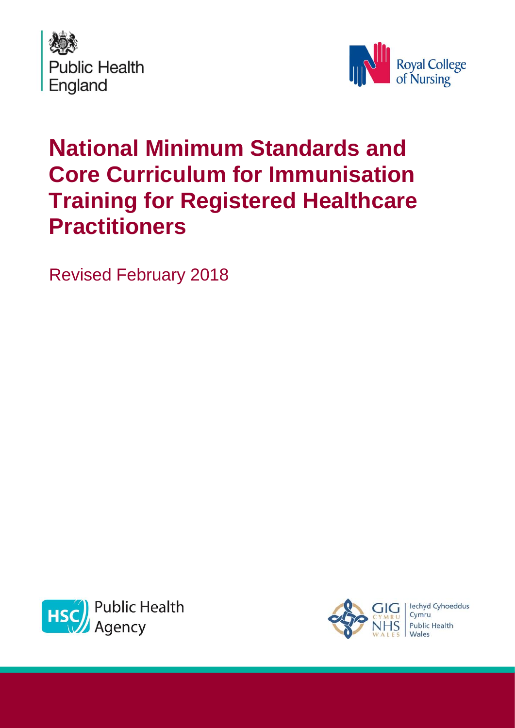Public Health England

Royal College of Nursing

# National Minimum Standards and Core Curriculum for Immunisation Training for Registered Healthcare Practitioners

Revised February 2018

HSC Public Health Agency

GIG Cymru NHS Wales | Iechyd Cyhoeddus Cymru Public Health Wales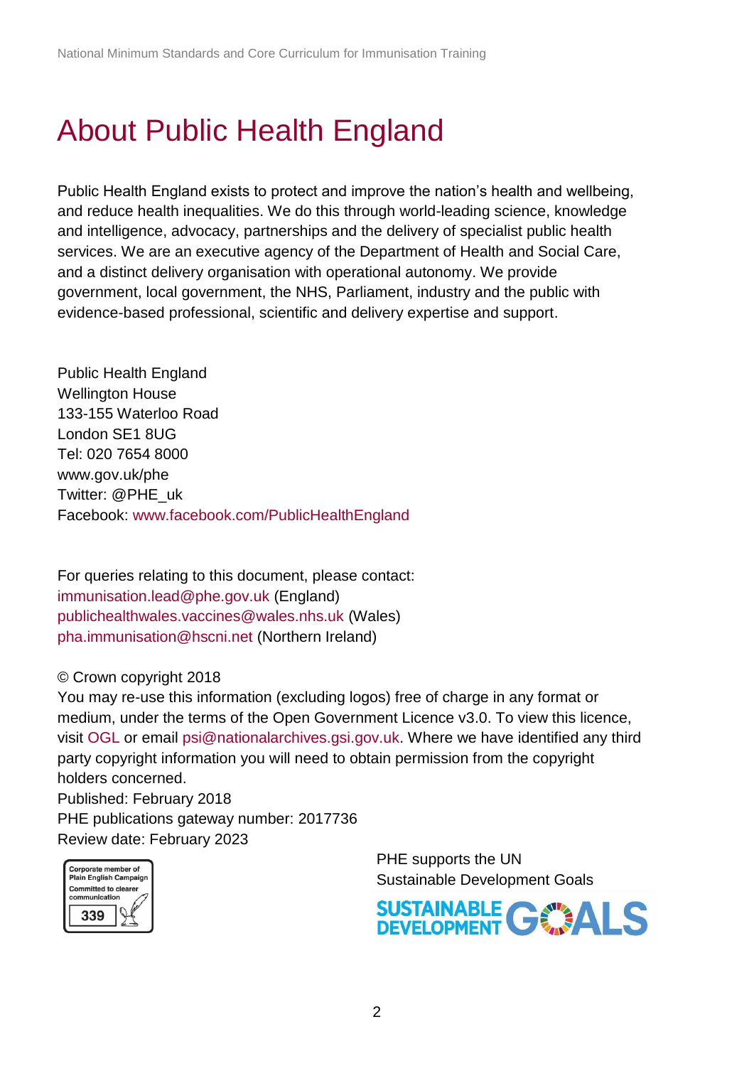# About Public Health England

Public Health England exists to protect and improve the nation's health and wellbeing, and reduce health inequalities. We do this through world-leading science, knowledge and intelligence, advocacy, partnerships and the delivery of specialist public health services. We are an executive agency of the Department of Health and Social Care, and a distinct delivery organisation with operational autonomy. We provide government, local government, the NHS, Parliament, industry and the public with evidence-based professional, scientific and delivery expertise and support.

Public Health England
Wellington House
133-155 Waterloo Road
London SE1 8UG
Tel: 020 7654 8000
www.gov.uk/phe
Twitter: @PHE_uk
Facebook: www.facebook.com/PublicHealthEngland

For queries relating to this document, please contact:
immunisation.lead@phe.gov.uk (England)
publichealthwales.vaccines@wales.nhs.uk (Wales)
pha.immunisation@hscni.net (Northern Ireland)

© Crown copyright 2018
You may re-use this information (excluding logos) free of charge in any format or medium, under the terms of the Open Government Licence v3.0. To view this licence, visit OGL or email psi@nationalarchives.gsi.gov.uk. Where we have identified any third party copyright information you will need to obtain permission from the copyright holders concerned.
Published: February 2018
PHE publications gateway number: 2017736
Review date: February 2023

Corporate member of Plain English Campaign
Committed to clearer communication
339

PHE supports the UN Sustainable Development Goals

SUSTAINABLE DEVELOPMENT GOALS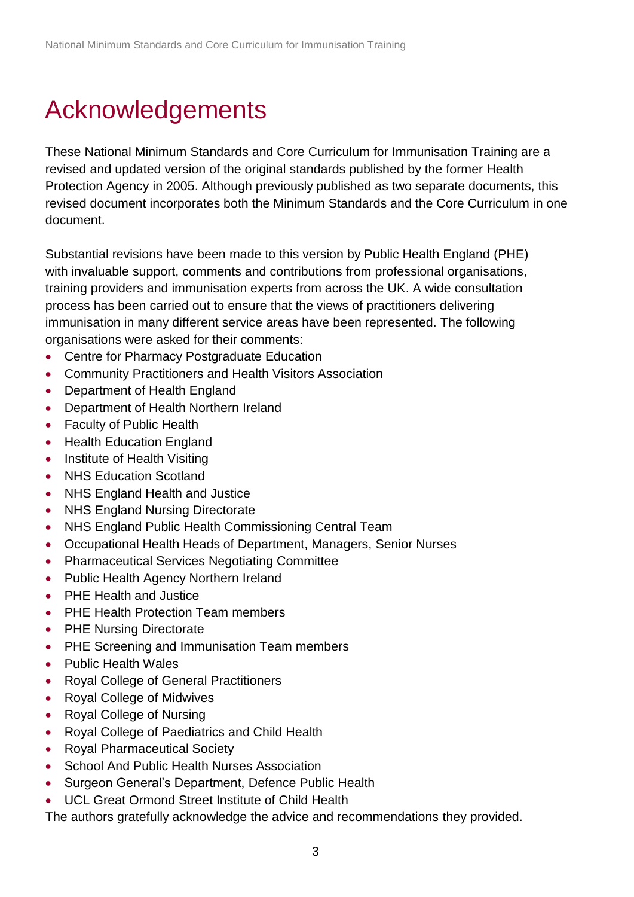# Acknowledgements

These National Minimum Standards and Core Curriculum for Immunisation Training are a revised and updated version of the original standards published by the former Health Protection Agency in 2005. Although previously published as two separate documents, this revised document incorporates both the Minimum Standards and the Core Curriculum in one document.

Substantial revisions have been made to this version by Public Health England (PHE) with invaluable support, comments and contributions from professional organisations, training providers and immunisation experts from across the UK. A wide consultation process has been carried out to ensure that the views of practitioners delivering immunisation in many different service areas have been represented. The following organisations were asked for their comments:

- Centre for Pharmacy Postgraduate Education
- Community Practitioners and Health Visitors Association
- Department of Health England
- Department of Health Northern Ireland
- Faculty of Public Health
- Health Education England
- Institute of Health Visiting
- NHS Education Scotland
- NHS England Health and Justice
- NHS England Nursing Directorate
- NHS England Public Health Commissioning Central Team
- Occupational Health Heads of Department, Managers, Senior Nurses
- Pharmaceutical Services Negotiating Committee
- Public Health Agency Northern Ireland
- PHE Health and Justice
- PHE Health Protection Team members
- PHE Nursing Directorate
- PHE Screening and Immunisation Team members
- Public Health Wales
- Royal College of General Practitioners
- Royal College of Midwives
- Royal College of Nursing
- Royal College of Paediatrics and Child Health
- Royal Pharmaceutical Society
- School And Public Health Nurses Association
- Surgeon General's Department, Defence Public Health
- UCL Great Ormond Street Institute of Child Health

The authors gratefully acknowledge the advice and recommendations they provided.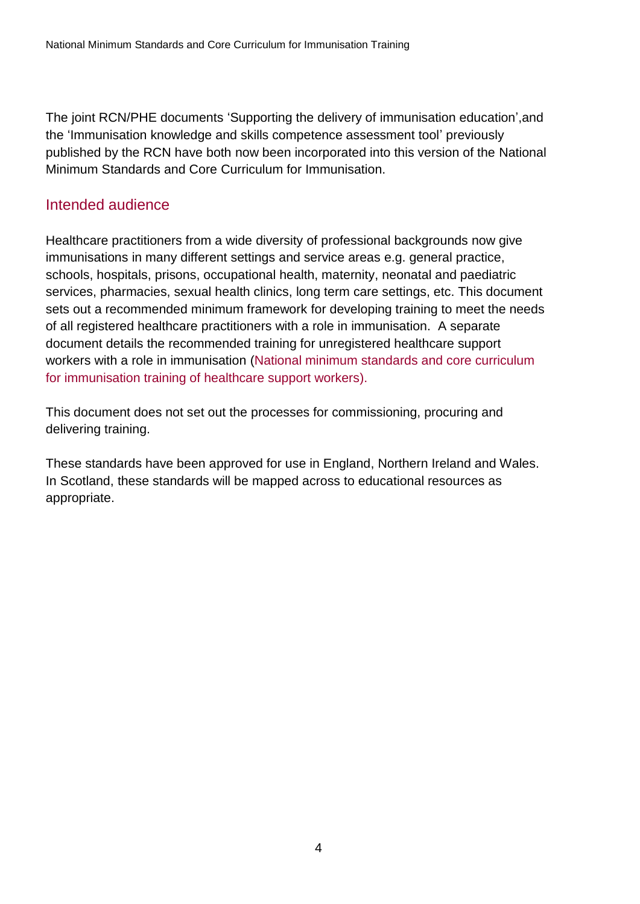The joint RCN/PHE documents 'Supporting the delivery of immunisation education',and the 'Immunisation knowledge and skills competence assessment tool' previously published by the RCN have both now been incorporated into this version of the National Minimum Standards and Core Curriculum for Immunisation.

## Intended audience

Healthcare practitioners from a wide diversity of professional backgrounds now give immunisations in many different settings and service areas e.g. general practice, schools, hospitals, prisons, occupational health, maternity, neonatal and paediatric services, pharmacies, sexual health clinics, long term care settings, etc. This document sets out a recommended minimum framework for developing training to meet the needs of all registered healthcare practitioners with a role in immunisation. A separate document details the recommended training for unregistered healthcare support workers with a role in immunisation (National minimum standards and core curriculum for immunisation training of healthcare support workers).

This document does not set out the processes for commissioning, procuring and delivering training.

These standards have been approved for use in England, Northern Ireland and Wales. In Scotland, these standards will be mapped across to educational resources as appropriate.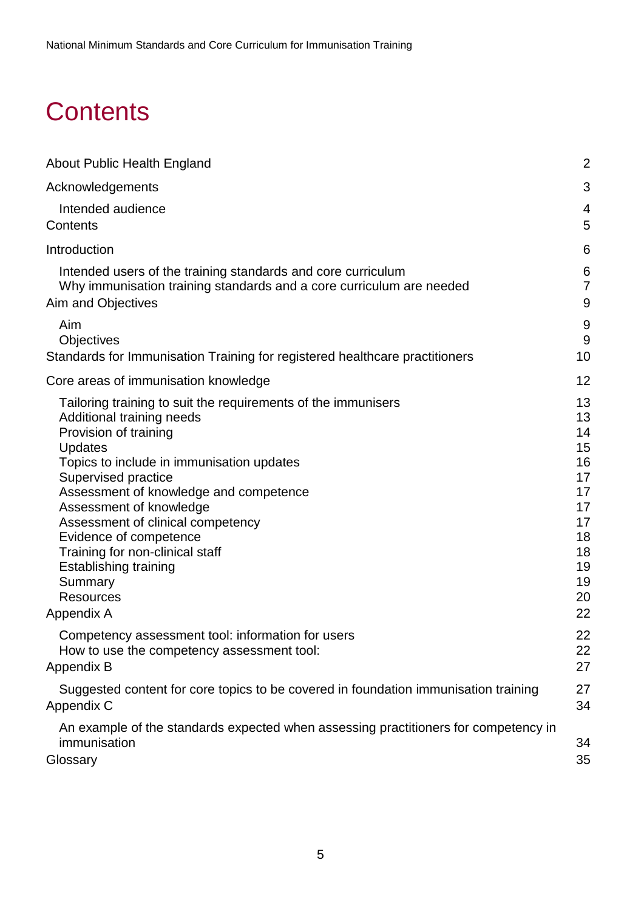# Contents

About Public Health England 2

Acknowledgements 3

- Intended audience 4

Contents 5

Introduction 6

- Intended users of the training standards and core curriculum 6
- Why immunisation training standards and a core curriculum are needed 7

Aim and Objectives 9

- Aim 9
- Objectives 9

Standards for Immunisation Training for registered healthcare practitioners 10

Core areas of immunisation knowledge 12

- Tailoring training to suit the requirements of the immunisers 13
- Additional training needs 13
- Provision of training 14
- Updates 15
- Topics to include in immunisation updates 16
- Supervised practice 17
- Assessment of knowledge and competence 17
- Assessment of knowledge 17
- Assessment of clinical competency 17
- Evidence of competence 18
- Training for non-clinical staff 18
- Establishing training 19
- Summary 19
- Resources 20

Appendix A 22

- Competency assessment tool: information for users 22
- How to use the competency assessment tool: 22

Appendix B 27

- Suggested content for core topics to be covered in foundation immunisation training 27

Appendix C 34

- An example of the standards expected when assessing practitioners for competency in immunisation 34

Glossary 35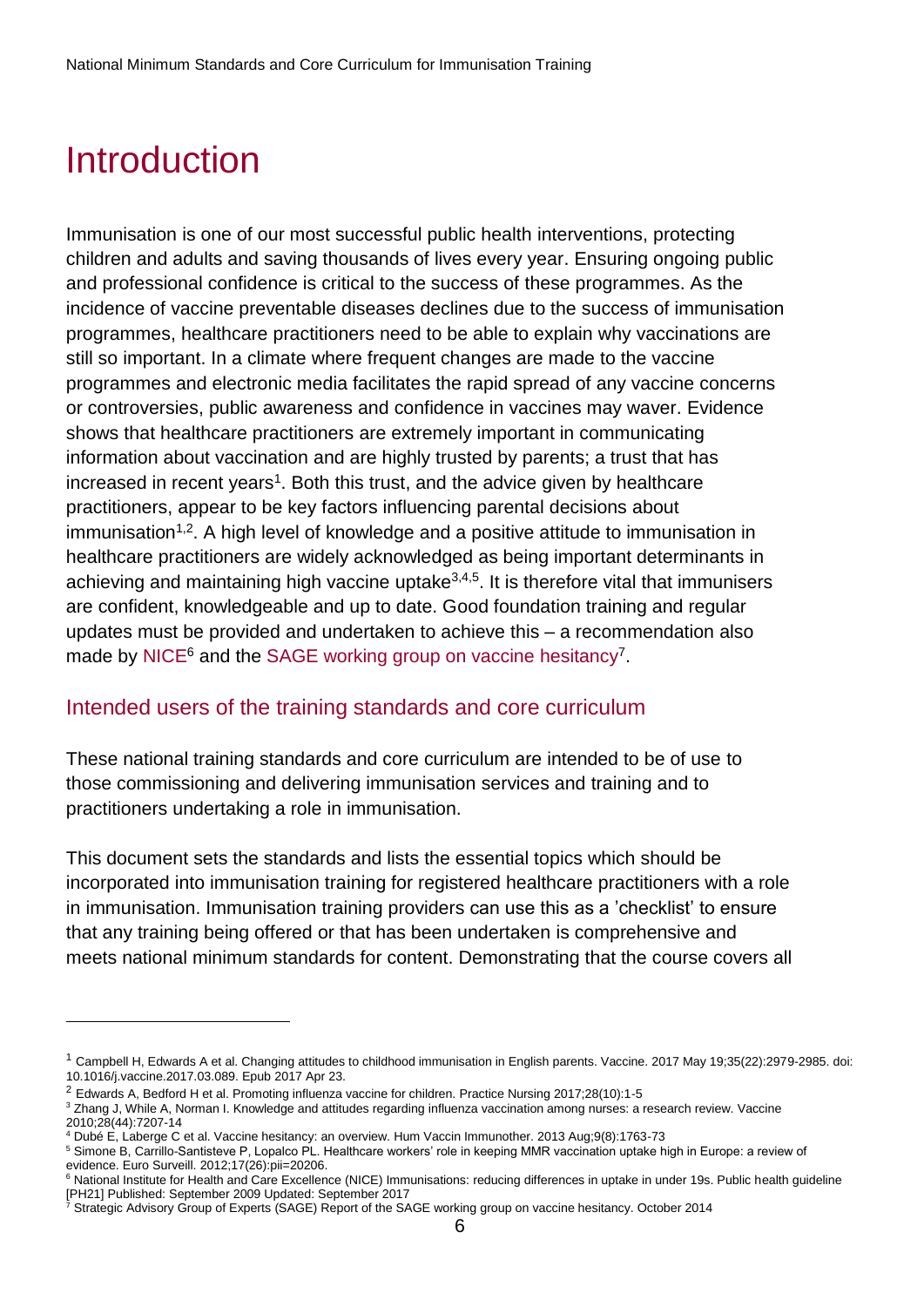# Introduction

Immunisation is one of our most successful public health interventions, protecting children and adults and saving thousands of lives every year. Ensuring ongoing public and professional confidence is critical to the success of these programmes. As the incidence of vaccine preventable diseases declines due to the success of immunisation programmes, healthcare practitioners need to be able to explain why vaccinations are still so important. In a climate where frequent changes are made to the vaccine programmes and electronic media facilitates the rapid spread of any vaccine concerns or controversies, public awareness and confidence in vaccines may waver. Evidence shows that healthcare practitioners are extremely important in communicating information about vaccination and are highly trusted by parents; a trust that has increased in recent years[1]. Both this trust, and the advice given by healthcare practitioners, appear to be key factors influencing parental decisions about immunisation[1,2]. A high level of knowledge and a positive attitude to immunisation in healthcare practitioners are widely acknowledged as being important determinants in achieving and maintaining high vaccine uptake[3,4,5]. It is therefore vital that immunisers are confident, knowledgeable and up to date. Good foundation training and regular updates must be provided and undertaken to achieve this – a recommendation also made by NICE[6] and the SAGE working group on vaccine hesitancy[7].

## Intended users of the training standards and core curriculum

These national training standards and core curriculum are intended to be of use to those commissioning and delivering immunisation services and training and to practitioners undertaking a role in immunisation.

This document sets the standards and lists the essential topics which should be incorporated into immunisation training for registered healthcare practitioners with a role in immunisation. Immunisation training providers can use this as a 'checklist' to ensure that any training being offered or that has been undertaken is comprehensive and meets national minimum standards for content. Demonstrating that the course covers all

---

[1] Campbell H, Edwards A et al. Changing attitudes to childhood immunisation in English parents. Vaccine. 2017 May 19;35(22):2979-2985. doi: 10.1016/j.vaccine.2017.03.089. Epub 2017 Apr 23.

[2] Edwards A, Bedford H et al. Promoting influenza vaccine for children. Practice Nursing 2017;28(10):1-5

[3] Zhang J, While A, Norman I. Knowledge and attitudes regarding influenza vaccination among nurses: a research review. Vaccine 2010;28(44):7207-14

[4] Dubé E, Laberge C et al. Vaccine hesitancy: an overview. Hum Vaccin Immunother. 2013 Aug;9(8):1763-73

[5] Simone B, Carrillo-Santisteve P, Lopalco PL. Healthcare workers' role in keeping MMR vaccination uptake high in Europe: a review of evidence. Euro Surveill. 2012;17(26):pii=20206.

[6] National Institute for Health and Care Excellence (NICE) Immunisations: reducing differences in uptake in under 19s. Public health guideline [PH21] Published: September 2009 Updated: September 2017

[7] Strategic Advisory Group of Experts (SAGE) Report of the SAGE working group on vaccine hesitancy. October 2014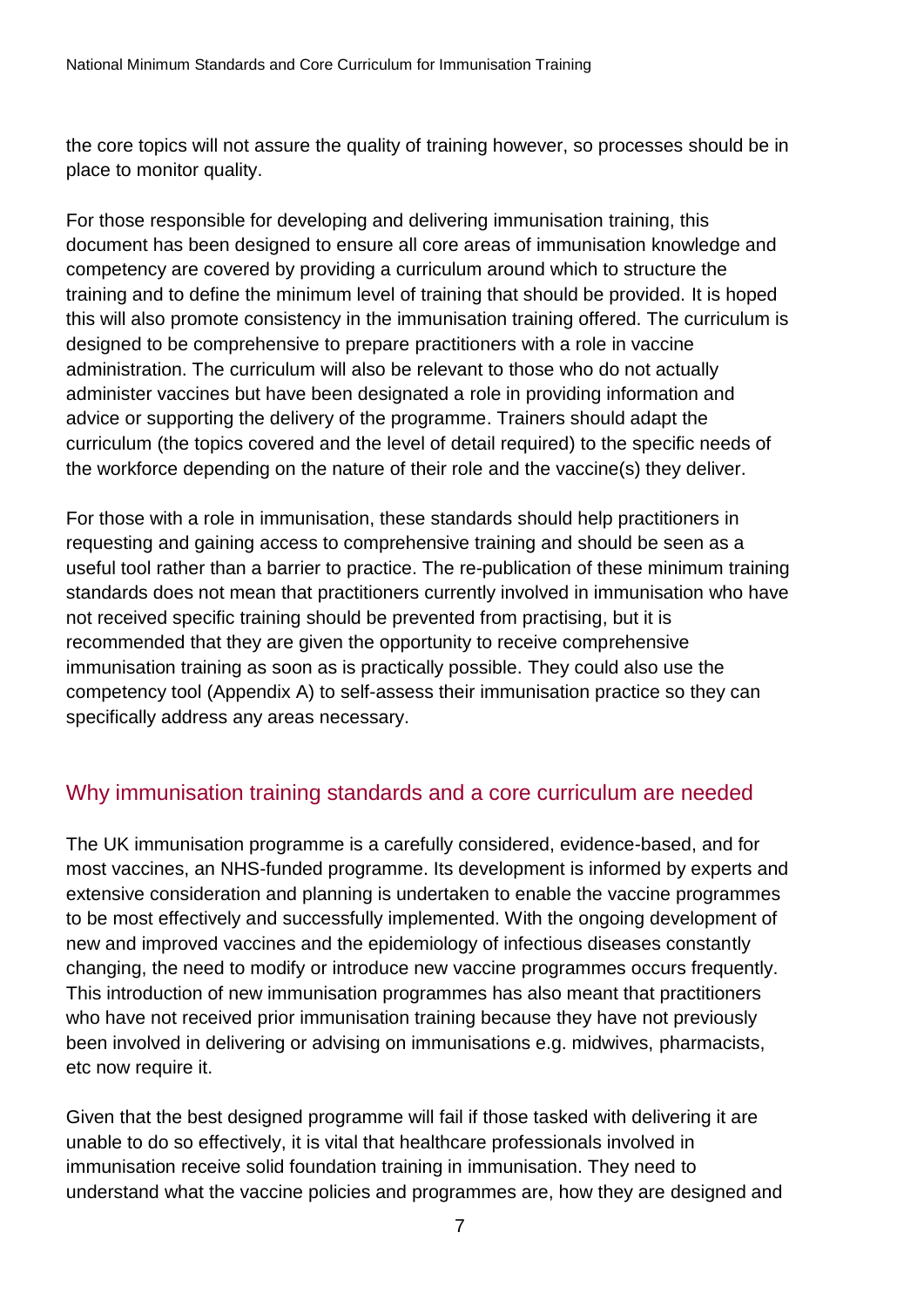the core topics will not assure the quality of training however, so processes should be in place to monitor quality.

For those responsible for developing and delivering immunisation training, this document has been designed to ensure all core areas of immunisation knowledge and competency are covered by providing a curriculum around which to structure the training and to define the minimum level of training that should be provided. It is hoped this will also promote consistency in the immunisation training offered. The curriculum is designed to be comprehensive to prepare practitioners with a role in vaccine administration. The curriculum will also be relevant to those who do not actually administer vaccines but have been designated a role in providing information and advice or supporting the delivery of the programme. Trainers should adapt the curriculum (the topics covered and the level of detail required) to the specific needs of the workforce depending on the nature of their role and the vaccine(s) they deliver.

For those with a role in immunisation, these standards should help practitioners in requesting and gaining access to comprehensive training and should be seen as a useful tool rather than a barrier to practice. The re-publication of these minimum training standards does not mean that practitioners currently involved in immunisation who have not received specific training should be prevented from practising, but it is recommended that they are given the opportunity to receive comprehensive immunisation training as soon as is practically possible. They could also use the competency tool (Appendix A) to self-assess their immunisation practice so they can specifically address any areas necessary.

## Why immunisation training standards and a core curriculum are needed

The UK immunisation programme is a carefully considered, evidence-based, and for most vaccines, an NHS-funded programme. Its development is informed by experts and extensive consideration and planning is undertaken to enable the vaccine programmes to be most effectively and successfully implemented. With the ongoing development of new and improved vaccines and the epidemiology of infectious diseases constantly changing, the need to modify or introduce new vaccine programmes occurs frequently. This introduction of new immunisation programmes has also meant that practitioners who have not received prior immunisation training because they have not previously been involved in delivering or advising on immunisations e.g. midwives, pharmacists, etc now require it.

Given that the best designed programme will fail if those tasked with delivering it are unable to do so effectively, it is vital that healthcare professionals involved in immunisation receive solid foundation training in immunisation. They need to understand what the vaccine policies and programmes are, how they are designed and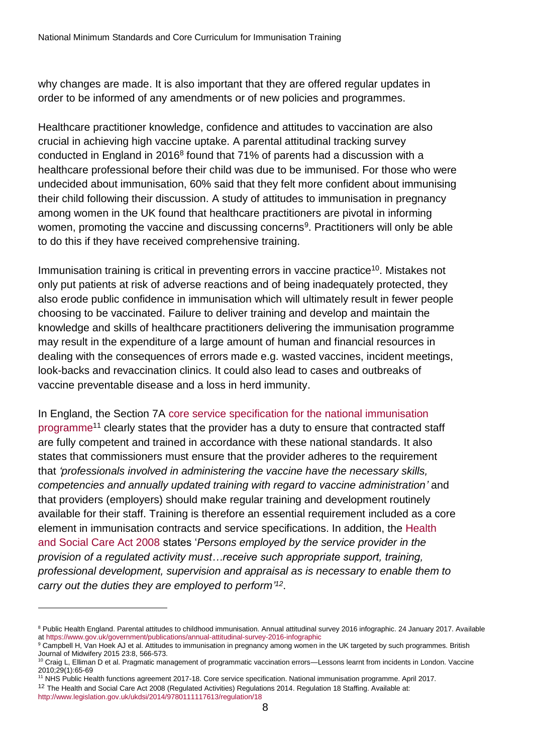why changes are made. It is also important that they are offered regular updates in order to be informed of any amendments or of new policies and programmes.

Healthcare practitioner knowledge, confidence and attitudes to vaccination are also crucial in achieving high vaccine uptake. A parental attitudinal tracking survey conducted in England in 2016[8] found that 71% of parents had a discussion with a healthcare professional before their child was due to be immunised. For those who were undecided about immunisation, 60% said that they felt more confident about immunising their child following their discussion. A study of attitudes to immunisation in pregnancy among women in the UK found that healthcare practitioners are pivotal in informing women, promoting the vaccine and discussing concerns[9]. Practitioners will only be able to do this if they have received comprehensive training.

Immunisation training is critical in preventing errors in vaccine practice[10]. Mistakes not only put patients at risk of adverse reactions and of being inadequately protected, they also erode public confidence in immunisation which will ultimately result in fewer people choosing to be vaccinated. Failure to deliver training and develop and maintain the knowledge and skills of healthcare practitioners delivering the immunisation programme may result in the expenditure of a large amount of human and financial resources in dealing with the consequences of errors made e.g. wasted vaccines, incident meetings, look-backs and revaccination clinics. It could also lead to cases and outbreaks of vaccine preventable disease and a loss in herd immunity.

In England, the Section 7A core service specification for the national immunisation programme[11] clearly states that the provider has a duty to ensure that contracted staff are fully competent and trained in accordance with these national standards. It also states that commissioners must ensure that the provider adheres to the requirement that *'professionals involved in administering the vaccine have the necessary skills, competencies and annually updated training with regard to vaccine administration'* and that providers (employers) should make regular training and development routinely available for their staff. Training is therefore an essential requirement included as a core element in immunisation contracts and service specifications. In addition, the Health and Social Care Act 2008 states '*Persons employed by the service provider in the provision of a regulated activity must…receive such appropriate support, training, professional development, supervision and appraisal as is necessary to enable them to carry out the duties they are employed to perform'*[12].

---

[8] Public Health England. Parental attitudes to childhood immunisation. Annual attitudinal survey 2016 infographic. 24 January 2017. Available at https://www.gov.uk/government/publications/annual-attitudinal-survey-2016-infographic

[9] Campbell H, Van Hoek AJ et al. Attitudes to immunisation in pregnancy among women in the UK targeted by such programmes. British Journal of Midwifery 2015 23:8, 566-573.

[10] Craig L, Elliman D et al. Pragmatic management of programmatic vaccination errors—Lessons learnt from incidents in London. Vaccine 2010;29(1):65-69

[11] NHS Public Health functions agreement 2017-18. Core service specification. National immunisation programme. April 2017.

[12] The Health and Social Care Act 2008 (Regulated Activities) Regulations 2014. Regulation 18 Staffing. Available at: http://www.legislation.gov.uk/ukdsi/2014/9780111117613/regulation/18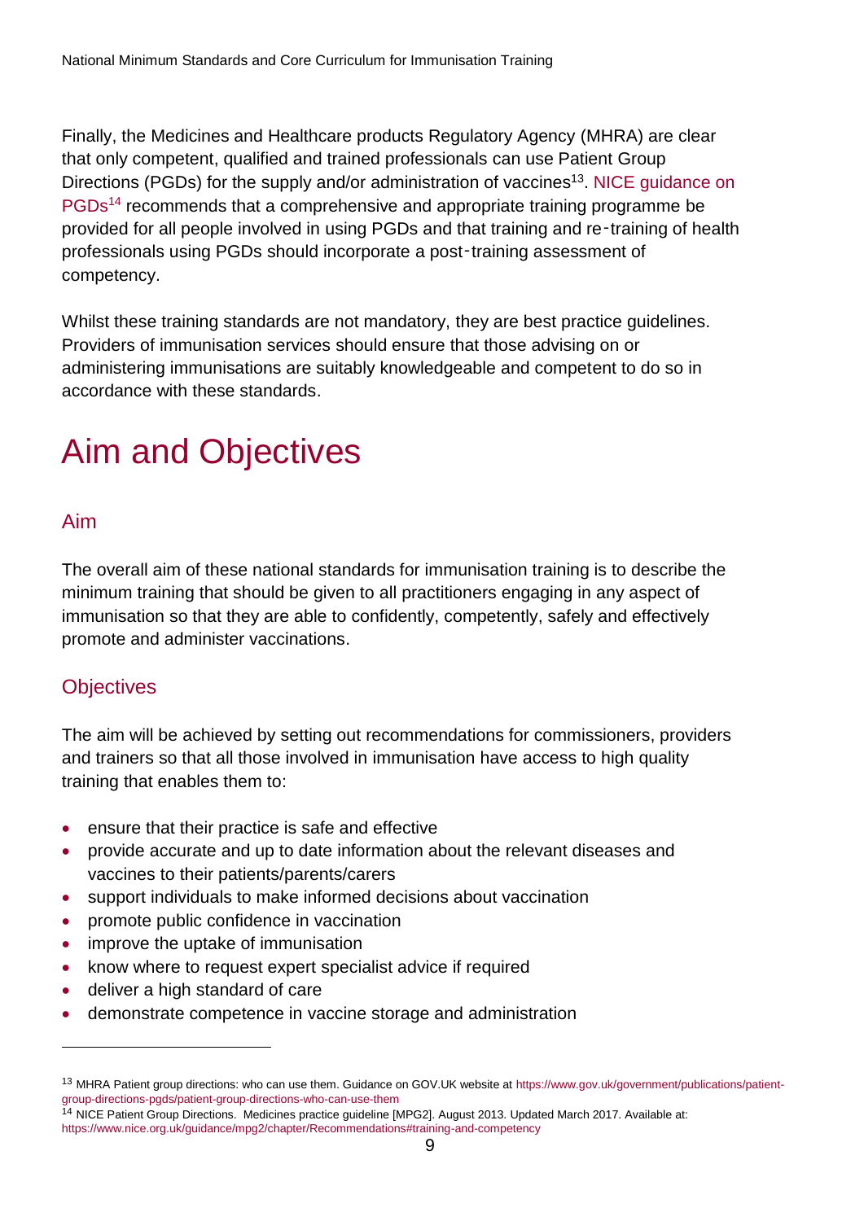Finally, the Medicines and Healthcare products Regulatory Agency (MHRA) are clear that only competent, qualified and trained professionals can use Patient Group Directions (PGDs) for the supply and/or administration of vaccines[13]. NICE guidance on PGDs[14] recommends that a comprehensive and appropriate training programme be provided for all people involved in using PGDs and that training and re‑training of health professionals using PGDs should incorporate a post‑training assessment of competency.

Whilst these training standards are not mandatory, they are best practice guidelines. Providers of immunisation services should ensure that those advising on or administering immunisations are suitably knowledgeable and competent to do so in accordance with these standards.

# Aim and Objectives

## Aim

The overall aim of these national standards for immunisation training is to describe the minimum training that should be given to all practitioners engaging in any aspect of immunisation so that they are able to confidently, competently, safely and effectively promote and administer vaccinations.

## Objectives

The aim will be achieved by setting out recommendations for commissioners, providers and trainers so that all those involved in immunisation have access to high quality training that enables them to:

- ensure that their practice is safe and effective
- provide accurate and up to date information about the relevant diseases and vaccines to their patients/parents/carers
- support individuals to make informed decisions about vaccination
- promote public confidence in vaccination
- improve the uptake of immunisation
- know where to request expert specialist advice if required
- deliver a high standard of care
- demonstrate competence in vaccine storage and administration

---

[13] MHRA Patient group directions: who can use them. Guidance on GOV.UK website at https://www.gov.uk/government/publications/patient-group-directions-pgds/patient-group-directions-who-can-use-them

[14] NICE Patient Group Directions. Medicines practice guideline [MPG2]. August 2013. Updated March 2017. Available at: https://www.nice.org.uk/guidance/mpg2/chapter/Recommendations#training-and-competency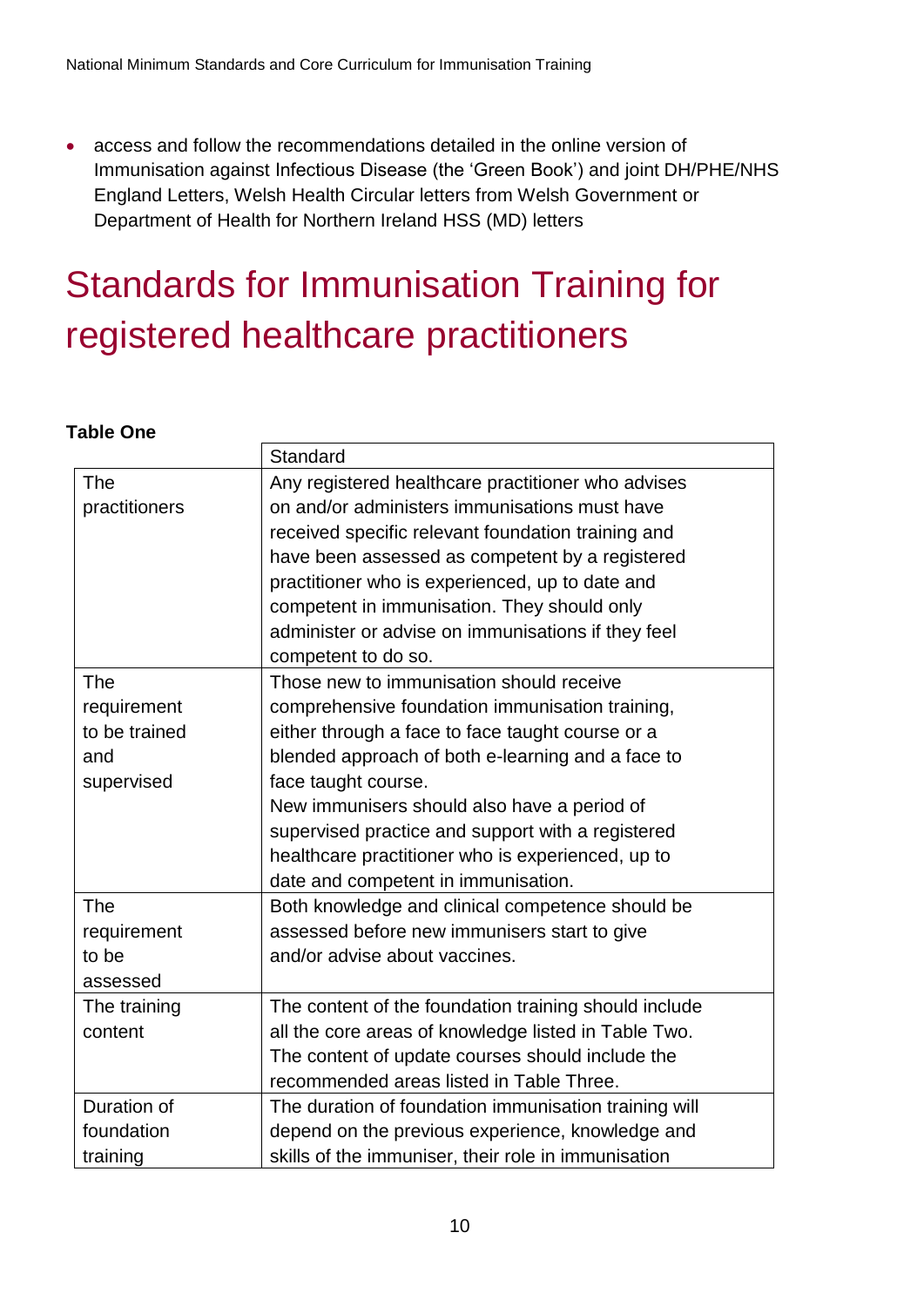- access and follow the recommendations detailed in the online version of Immunisation against Infectious Disease (the 'Green Book') and joint DH/PHE/NHS England Letters, Welsh Health Circular letters from Welsh Government or Department of Health for Northern Ireland HSS (MD) letters

# Standards for Immunisation Training for registered healthcare practitioners

**Table One**

| | Standard |
|---|---|
| The practitioners | Any registered healthcare practitioner who advises on and/or administers immunisations must have received specific relevant foundation training and have been assessed as competent by a registered practitioner who is experienced, up to date and competent in immunisation. They should only administer or advise on immunisations if they feel competent to do so. |
| The requirement to be trained and supervised | Those new to immunisation should receive comprehensive foundation immunisation training, either through a face to face taught course or a blended approach of both e-learning and a face to face taught course.<br>New immunisers should also have a period of supervised practice and support with a registered healthcare practitioner who is experienced, up to date and competent in immunisation. |
| The requirement to be assessed | Both knowledge and clinical competence should be assessed before new immunisers start to give and/or advise about vaccines. |
| The training content | The content of the foundation training should include all the core areas of knowledge listed in Table Two. The content of update courses should include the recommended areas listed in Table Three. |
| Duration of foundation training | The duration of foundation immunisation training will depend on the previous experience, knowledge and skills of the immuniser, their role in immunisation |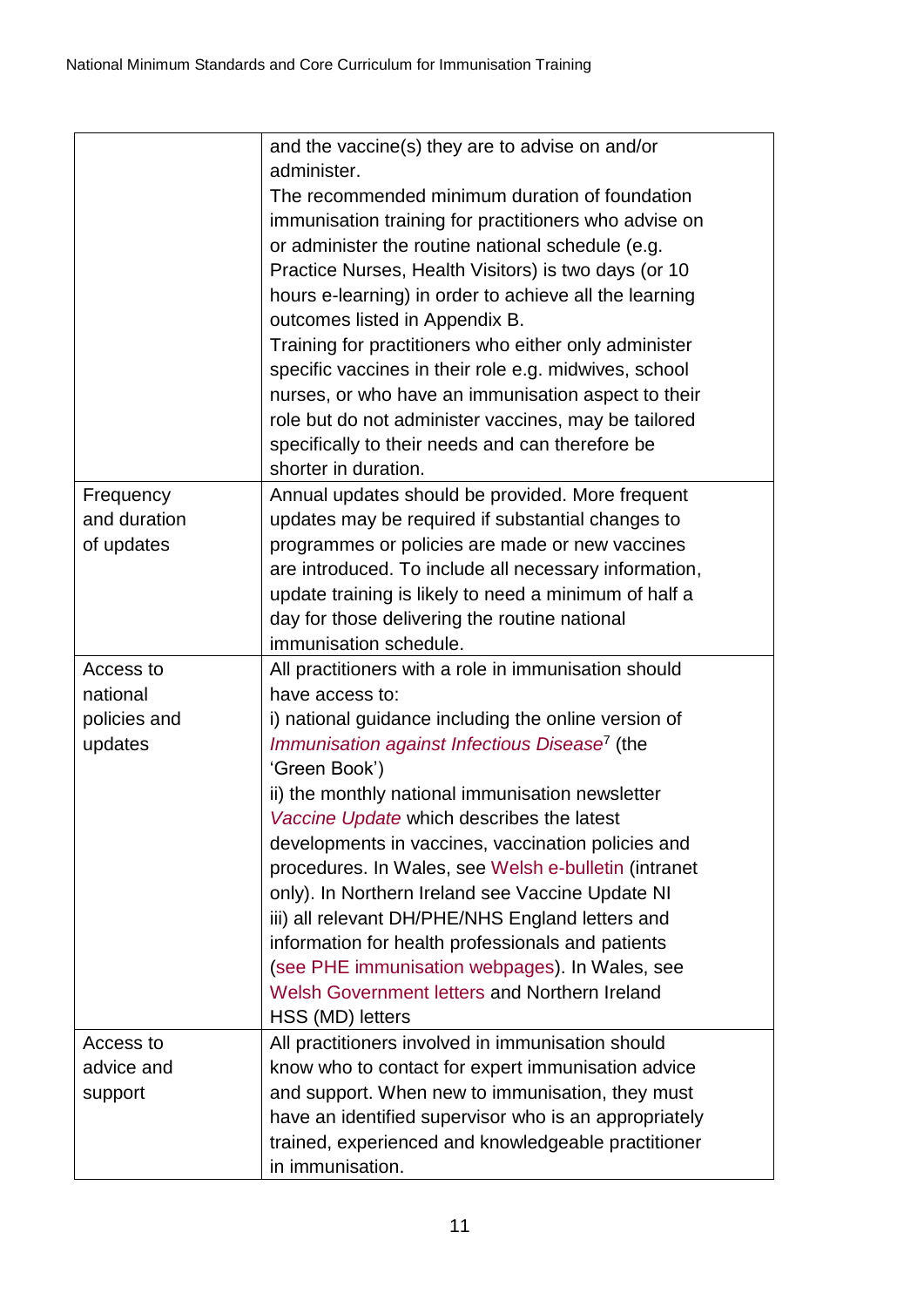| | |
|---|---|
| | and the vaccine(s) they are to advise on and/or administer. The recommended minimum duration of foundation immunisation training for practitioners who advise on or administer the routine national schedule (e.g. Practice Nurses, Health Visitors) is two days (or 10 hours e-learning) in order to achieve all the learning outcomes listed in Appendix B. Training for practitioners who either only administer specific vaccines in their role e.g. midwives, school nurses, or who have an immunisation aspect to their role but do not administer vaccines, may be tailored specifically to their needs and can therefore be shorter in duration. |
| Frequency and duration of updates | Annual updates should be provided. More frequent updates may be required if substantial changes to programmes or policies are made or new vaccines are introduced. To include all necessary information, update training is likely to need a minimum of half a day for those delivering the routine national immunisation schedule. |
| Access to national policies and updates | All practitioners with a role in immunisation should have access to: i) national guidance including the online version of *Immunisation against Infectious Disease*[7] (the 'Green Book') ii) the monthly national immunisation newsletter *Vaccine Update* which describes the latest developments in vaccines, vaccination policies and procedures. In Wales, see Welsh e-bulletin (intranet only). In Northern Ireland see Vaccine Update NI iii) all relevant DH/PHE/NHS England letters and information for health professionals and patients (see PHE immunisation webpages). In Wales, see Welsh Government letters and Northern Ireland HSS (MD) letters |
| Access to advice and support | All practitioners involved in immunisation should know who to contact for expert immunisation advice and support. When new to immunisation, they must have an identified supervisor who is an appropriately trained, experienced and knowledgeable practitioner in immunisation. |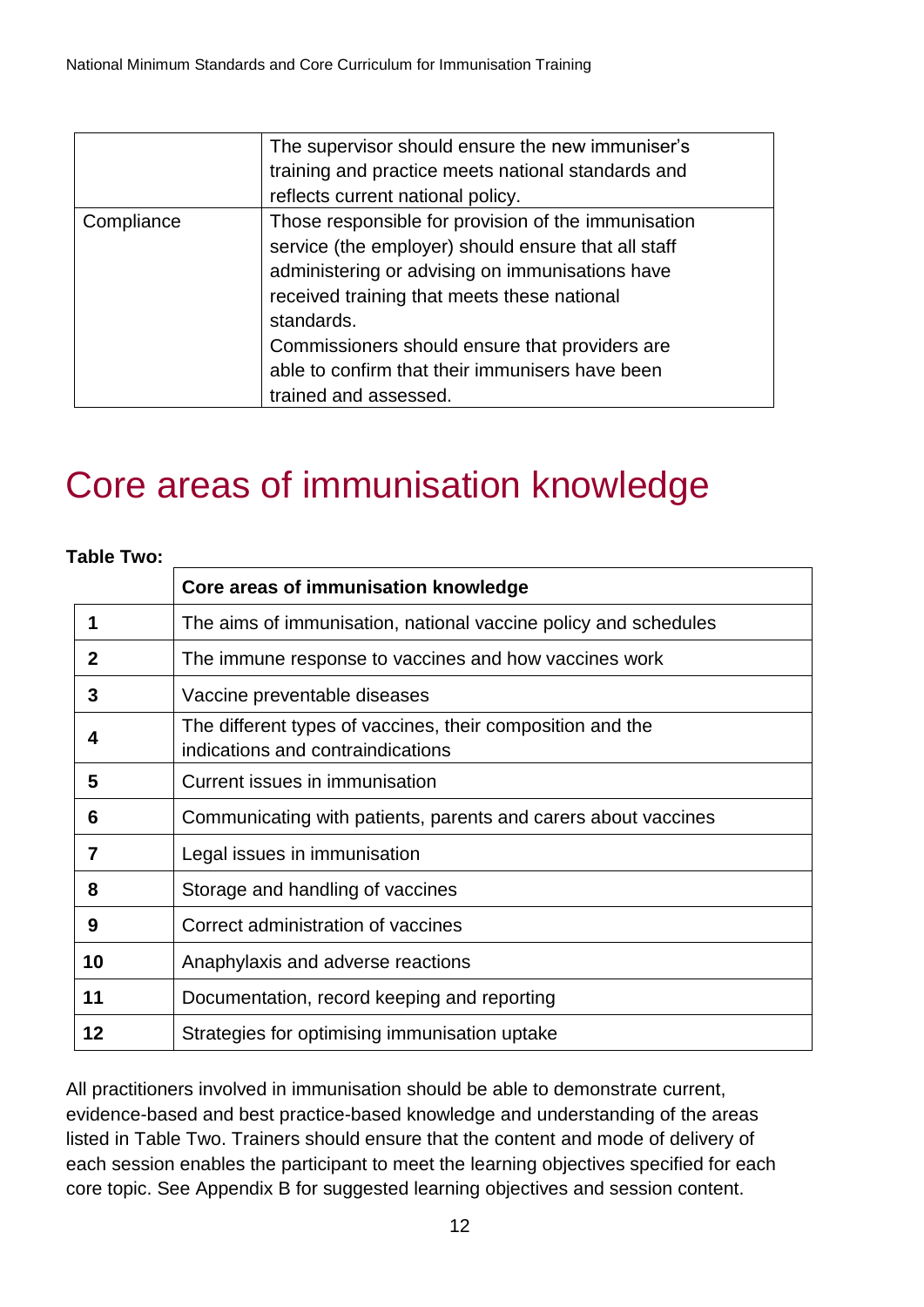| | |
|---|---|
| | The supervisor should ensure the new immuniser's training and practice meets national standards and reflects current national policy. |
| Compliance | Those responsible for provision of the immunisation service (the employer) should ensure that all staff administering or advising on immunisations have received training that meets these national standards.<br>Commissioners should ensure that providers are able to confirm that their immunisers have been trained and assessed. |

# Core areas of immunisation knowledge

**Table Two:**

| | Core areas of immunisation knowledge |
|---|---|
| **1** | The aims of immunisation, national vaccine policy and schedules |
| **2** | The immune response to vaccines and how vaccines work |
| **3** | Vaccine preventable diseases |
| **4** | The different types of vaccines, their composition and the indications and contraindications |
| **5** | Current issues in immunisation |
| **6** | Communicating with patients, parents and carers about vaccines |
| **7** | Legal issues in immunisation |
| **8** | Storage and handling of vaccines |
| **9** | Correct administration of vaccines |
| **10** | Anaphylaxis and adverse reactions |
| **11** | Documentation, record keeping and reporting |
| **12** | Strategies for optimising immunisation uptake |

All practitioners involved in immunisation should be able to demonstrate current, evidence-based and best practice-based knowledge and understanding of the areas listed in Table Two. Trainers should ensure that the content and mode of delivery of each session enables the participant to meet the learning objectives specified for each core topic. See Appendix B for suggested learning objectives and session content.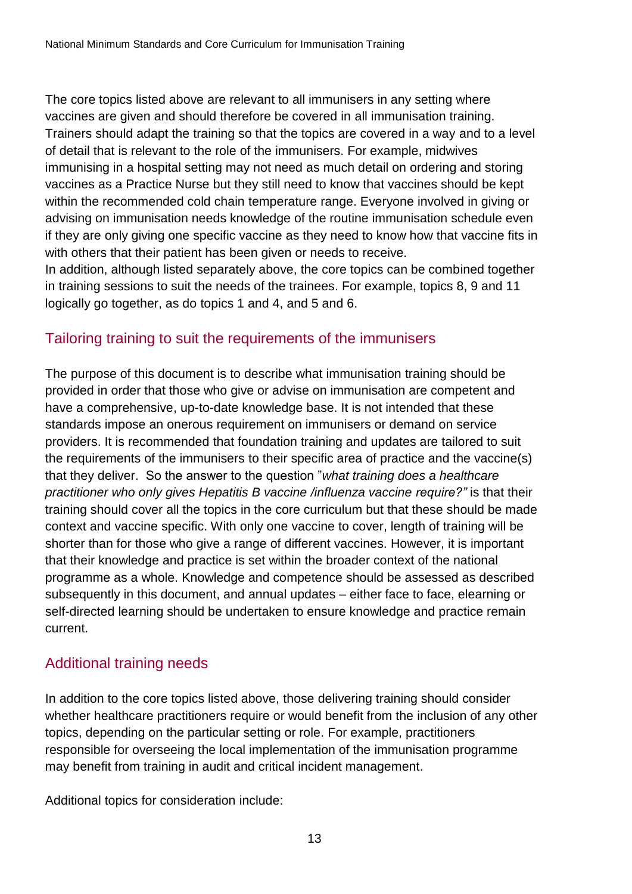The core topics listed above are relevant to all immunisers in any setting where vaccines are given and should therefore be covered in all immunisation training. Trainers should adapt the training so that the topics are covered in a way and to a level of detail that is relevant to the role of the immunisers. For example, midwives immunising in a hospital setting may not need as much detail on ordering and storing vaccines as a Practice Nurse but they still need to know that vaccines should be kept within the recommended cold chain temperature range. Everyone involved in giving or advising on immunisation needs knowledge of the routine immunisation schedule even if they are only giving one specific vaccine as they need to know how that vaccine fits in with others that their patient has been given or needs to receive.
In addition, although listed separately above, the core topics can be combined together in training sessions to suit the needs of the trainees. For example, topics 8, 9 and 11 logically go together, as do topics 1 and 4, and 5 and 6.

## Tailoring training to suit the requirements of the immunisers

The purpose of this document is to describe what immunisation training should be provided in order that those who give or advise on immunisation are competent and have a comprehensive, up-to-date knowledge base. It is not intended that these standards impose an onerous requirement on immunisers or demand on service providers. It is recommended that foundation training and updates are tailored to suit the requirements of the immunisers to their specific area of practice and the vaccine(s) that they deliver. So the answer to the question "*what training does a healthcare practitioner who only gives Hepatitis B vaccine /influenza vaccine require?"* is that their training should cover all the topics in the core curriculum but that these should be made context and vaccine specific. With only one vaccine to cover, length of training will be shorter than for those who give a range of different vaccines. However, it is important that their knowledge and practice is set within the broader context of the national programme as a whole. Knowledge and competence should be assessed as described subsequently in this document, and annual updates – either face to face, elearning or self-directed learning should be undertaken to ensure knowledge and practice remain current.

## Additional training needs

In addition to the core topics listed above, those delivering training should consider whether healthcare practitioners require or would benefit from the inclusion of any other topics, depending on the particular setting or role. For example, practitioners responsible for overseeing the local implementation of the immunisation programme may benefit from training in audit and critical incident management.

Additional topics for consideration include: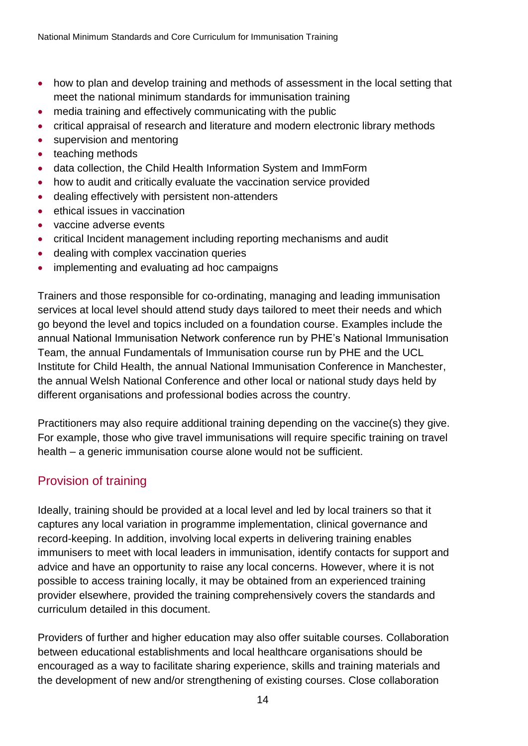- how to plan and develop training and methods of assessment in the local setting that meet the national minimum standards for immunisation training
- media training and effectively communicating with the public
- critical appraisal of research and literature and modern electronic library methods
- supervision and mentoring
- teaching methods
- data collection, the Child Health Information System and ImmForm
- how to audit and critically evaluate the vaccination service provided
- dealing effectively with persistent non-attenders
- ethical issues in vaccination
- vaccine adverse events
- critical Incident management including reporting mechanisms and audit
- dealing with complex vaccination queries
- implementing and evaluating ad hoc campaigns

Trainers and those responsible for co-ordinating, managing and leading immunisation services at local level should attend study days tailored to meet their needs and which go beyond the level and topics included on a foundation course. Examples include the annual National Immunisation Network conference run by PHE's National Immunisation Team, the annual Fundamentals of Immunisation course run by PHE and the UCL Institute for Child Health, the annual National Immunisation Conference in Manchester, the annual Welsh National Conference and other local or national study days held by different organisations and professional bodies across the country.

Practitioners may also require additional training depending on the vaccine(s) they give. For example, those who give travel immunisations will require specific training on travel health – a generic immunisation course alone would not be sufficient.

## Provision of training

Ideally, training should be provided at a local level and led by local trainers so that it captures any local variation in programme implementation, clinical governance and record-keeping. In addition, involving local experts in delivering training enables immunisers to meet with local leaders in immunisation, identify contacts for support and advice and have an opportunity to raise any local concerns. However, where it is not possible to access training locally, it may be obtained from an experienced training provider elsewhere, provided the training comprehensively covers the standards and curriculum detailed in this document.

Providers of further and higher education may also offer suitable courses. Collaboration between educational establishments and local healthcare organisations should be encouraged as a way to facilitate sharing experience, skills and training materials and the development of new and/or strengthening of existing courses. Close collaboration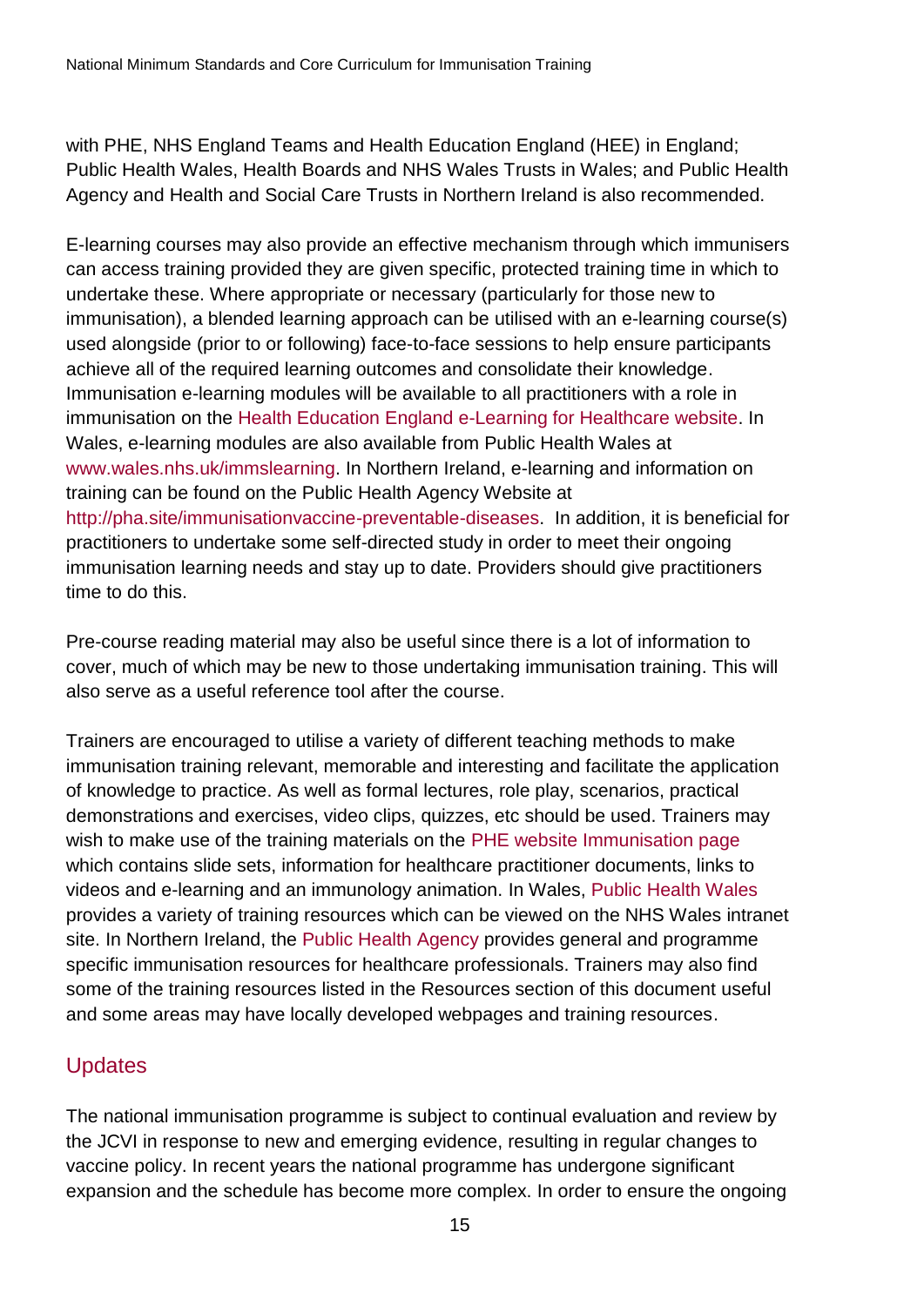with PHE, NHS England Teams and Health Education England (HEE) in England; Public Health Wales, Health Boards and NHS Wales Trusts in Wales; and Public Health Agency and Health and Social Care Trusts in Northern Ireland is also recommended.

E-learning courses may also provide an effective mechanism through which immunisers can access training provided they are given specific, protected training time in which to undertake these. Where appropriate or necessary (particularly for those new to immunisation), a blended learning approach can be utilised with an e-learning course(s) used alongside (prior to or following) face-to-face sessions to help ensure participants achieve all of the required learning outcomes and consolidate their knowledge. Immunisation e-learning modules will be available to all practitioners with a role in immunisation on the Health Education England e-Learning for Healthcare website. In Wales, e-learning modules are also available from Public Health Wales at www.wales.nhs.uk/immslearning. In Northern Ireland, e-learning and information on training can be found on the Public Health Agency Website at http://pha.site/immunisationvaccine-preventable-diseases. In addition, it is beneficial for practitioners to undertake some self-directed study in order to meet their ongoing immunisation learning needs and stay up to date. Providers should give practitioners time to do this.

Pre-course reading material may also be useful since there is a lot of information to cover, much of which may be new to those undertaking immunisation training. This will also serve as a useful reference tool after the course.

Trainers are encouraged to utilise a variety of different teaching methods to make immunisation training relevant, memorable and interesting and facilitate the application of knowledge to practice. As well as formal lectures, role play, scenarios, practical demonstrations and exercises, video clips, quizzes, etc should be used. Trainers may wish to make use of the training materials on the PHE website Immunisation page which contains slide sets, information for healthcare practitioner documents, links to videos and e-learning and an immunology animation. In Wales, Public Health Wales provides a variety of training resources which can be viewed on the NHS Wales intranet site. In Northern Ireland, the Public Health Agency provides general and programme specific immunisation resources for healthcare professionals. Trainers may also find some of the training resources listed in the Resources section of this document useful and some areas may have locally developed webpages and training resources.

## Updates

The national immunisation programme is subject to continual evaluation and review by the JCVI in response to new and emerging evidence, resulting in regular changes to vaccine policy. In recent years the national programme has undergone significant expansion and the schedule has become more complex. In order to ensure the ongoing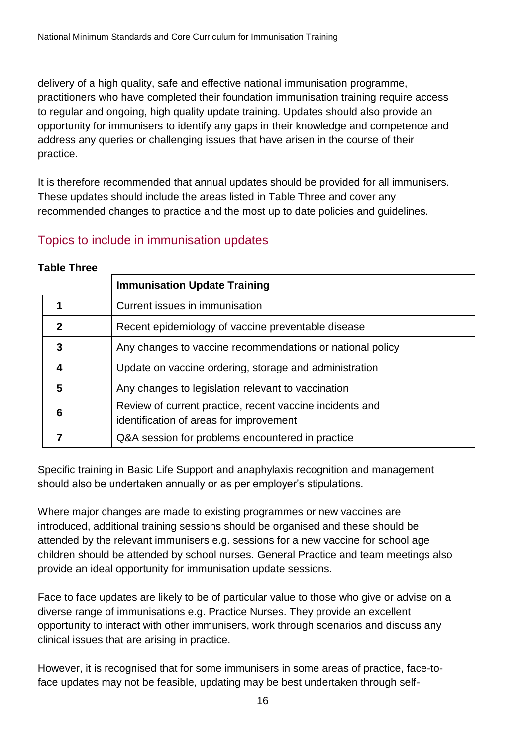delivery of a high quality, safe and effective national immunisation programme, practitioners who have completed their foundation immunisation training require access to regular and ongoing, high quality update training. Updates should also provide an opportunity for immunisers to identify any gaps in their knowledge and competence and address any queries or challenging issues that have arisen in the course of their practice.

It is therefore recommended that annual updates should be provided for all immunisers. These updates should include the areas listed in Table Three and cover any recommended changes to practice and the most up to date policies and guidelines.

## Topics to include in immunisation updates

**Table Three**

| | **Immunisation Update Training** |
|---|---|
| **1** | Current issues in immunisation |
| **2** | Recent epidemiology of vaccine preventable disease |
| **3** | Any changes to vaccine recommendations or national policy |
| **4** | Update on vaccine ordering, storage and administration |
| **5** | Any changes to legislation relevant to vaccination |
| **6** | Review of current practice, recent vaccine incidents and identification of areas for improvement |
| **7** | Q&A session for problems encountered in practice |

Specific training in Basic Life Support and anaphylaxis recognition and management should also be undertaken annually or as per employer's stipulations.

Where major changes are made to existing programmes or new vaccines are introduced, additional training sessions should be organised and these should be attended by the relevant immunisers e.g. sessions for a new vaccine for school age children should be attended by school nurses. General Practice and team meetings also provide an ideal opportunity for immunisation update sessions.

Face to face updates are likely to be of particular value to those who give or advise on a diverse range of immunisations e.g. Practice Nurses. They provide an excellent opportunity to interact with other immunisers, work through scenarios and discuss any clinical issues that are arising in practice.

However, it is recognised that for some immunisers in some areas of practice, face-to-face updates may not be feasible, updating may be best undertaken through self-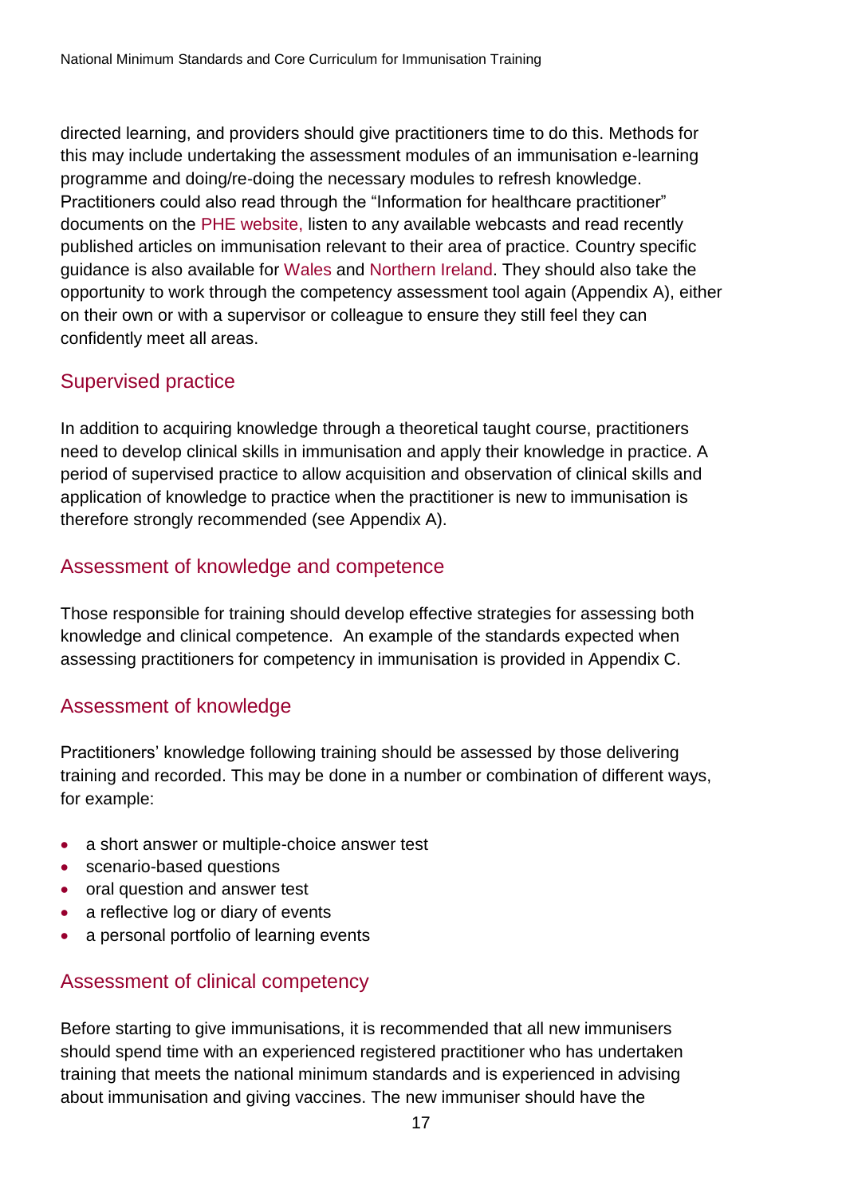directed learning, and providers should give practitioners time to do this. Methods for this may include undertaking the assessment modules of an immunisation e-learning programme and doing/re-doing the necessary modules to refresh knowledge. Practitioners could also read through the "Information for healthcare practitioner" documents on the PHE website, listen to any available webcasts and read recently published articles on immunisation relevant to their area of practice. Country specific guidance is also available for Wales and Northern Ireland. They should also take the opportunity to work through the competency assessment tool again (Appendix A), either on their own or with a supervisor or colleague to ensure they still feel they can confidently meet all areas.

## Supervised practice

In addition to acquiring knowledge through a theoretical taught course, practitioners need to develop clinical skills in immunisation and apply their knowledge in practice. A period of supervised practice to allow acquisition and observation of clinical skills and application of knowledge to practice when the practitioner is new to immunisation is therefore strongly recommended (see Appendix A).

## Assessment of knowledge and competence

Those responsible for training should develop effective strategies for assessing both knowledge and clinical competence. An example of the standards expected when assessing practitioners for competency in immunisation is provided in Appendix C.

## Assessment of knowledge

Practitioners' knowledge following training should be assessed by those delivering training and recorded. This may be done in a number or combination of different ways, for example:

- a short answer or multiple-choice answer test
- scenario-based questions
- oral question and answer test
- a reflective log or diary of events
- a personal portfolio of learning events

## Assessment of clinical competency

Before starting to give immunisations, it is recommended that all new immunisers should spend time with an experienced registered practitioner who has undertaken training that meets the national minimum standards and is experienced in advising about immunisation and giving vaccines. The new immuniser should have the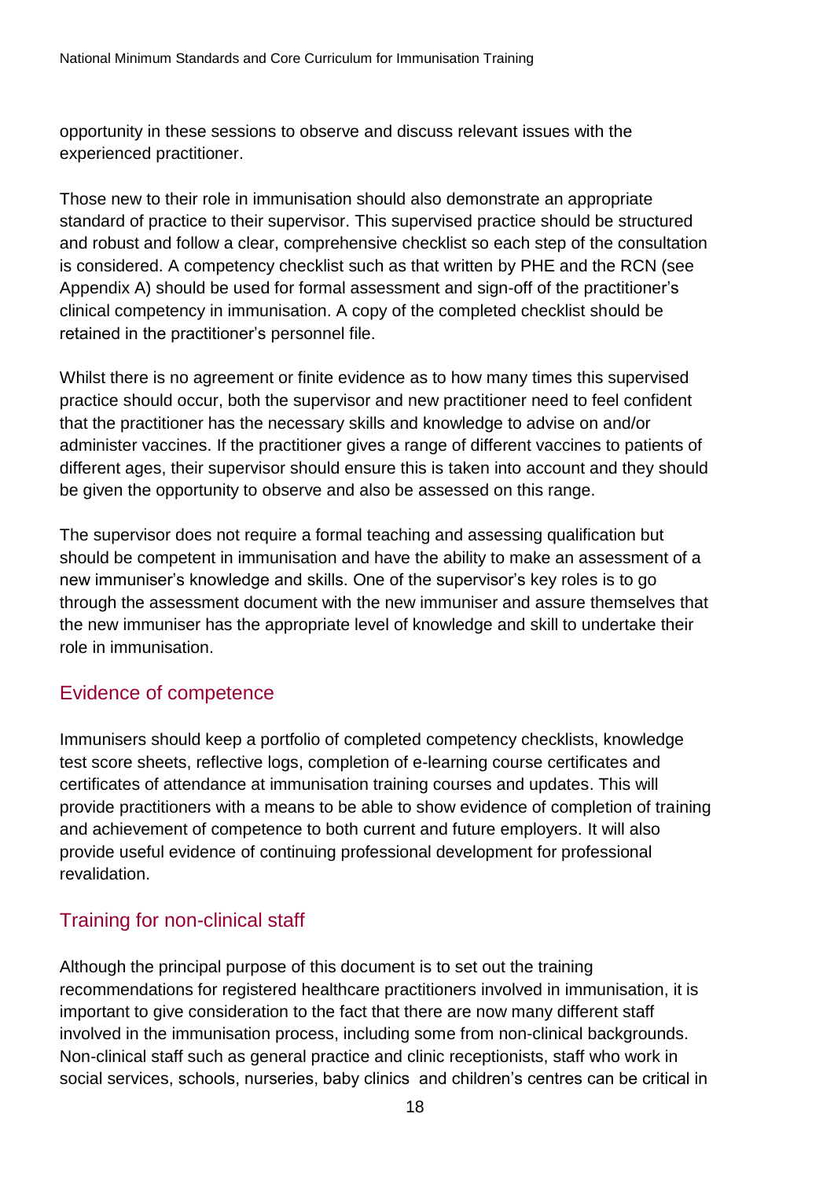opportunity in these sessions to observe and discuss relevant issues with the experienced practitioner.

Those new to their role in immunisation should also demonstrate an appropriate standard of practice to their supervisor. This supervised practice should be structured and robust and follow a clear, comprehensive checklist so each step of the consultation is considered. A competency checklist such as that written by PHE and the RCN (see Appendix A) should be used for formal assessment and sign-off of the practitioner's clinical competency in immunisation. A copy of the completed checklist should be retained in the practitioner's personnel file.

Whilst there is no agreement or finite evidence as to how many times this supervised practice should occur, both the supervisor and new practitioner need to feel confident that the practitioner has the necessary skills and knowledge to advise on and/or administer vaccines. If the practitioner gives a range of different vaccines to patients of different ages, their supervisor should ensure this is taken into account and they should be given the opportunity to observe and also be assessed on this range.

The supervisor does not require a formal teaching and assessing qualification but should be competent in immunisation and have the ability to make an assessment of a new immuniser's knowledge and skills. One of the supervisor's key roles is to go through the assessment document with the new immuniser and assure themselves that the new immuniser has the appropriate level of knowledge and skill to undertake their role in immunisation.

## Evidence of competence

Immunisers should keep a portfolio of completed competency checklists, knowledge test score sheets, reflective logs, completion of e-learning course certificates and certificates of attendance at immunisation training courses and updates. This will provide practitioners with a means to be able to show evidence of completion of training and achievement of competence to both current and future employers. It will also provide useful evidence of continuing professional development for professional revalidation.

## Training for non-clinical staff

Although the principal purpose of this document is to set out the training recommendations for registered healthcare practitioners involved in immunisation, it is important to give consideration to the fact that there are now many different staff involved in the immunisation process, including some from non-clinical backgrounds. Non-clinical staff such as general practice and clinic receptionists, staff who work in social services, schools, nurseries, baby clinics and children's centres can be critical in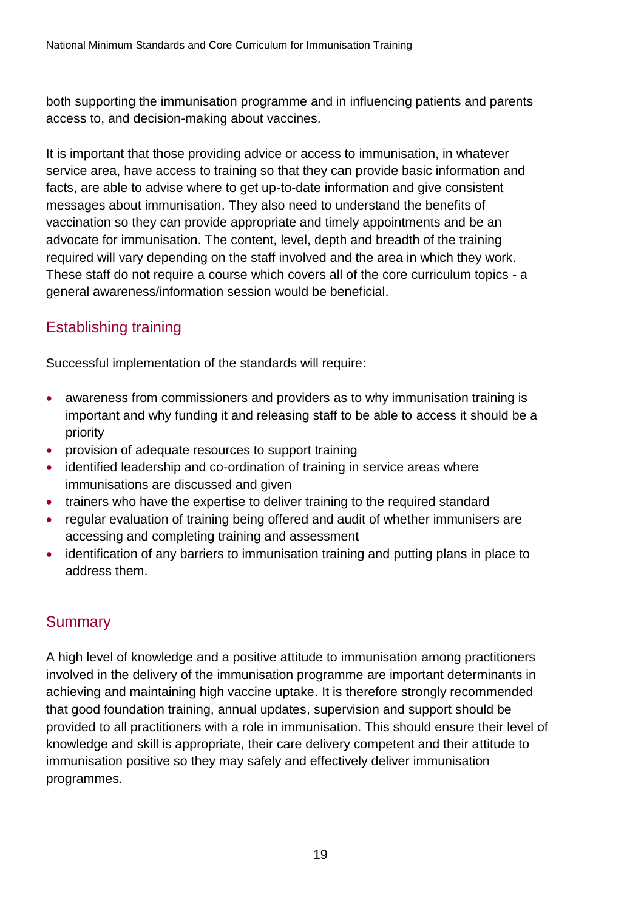both supporting the immunisation programme and in influencing patients and parents access to, and decision-making about vaccines.

It is important that those providing advice or access to immunisation, in whatever service area, have access to training so that they can provide basic information and facts, are able to advise where to get up-to-date information and give consistent messages about immunisation. They also need to understand the benefits of vaccination so they can provide appropriate and timely appointments and be an advocate for immunisation. The content, level, depth and breadth of the training required will vary depending on the staff involved and the area in which they work. These staff do not require a course which covers all of the core curriculum topics - a general awareness/information session would be beneficial.

## Establishing training

Successful implementation of the standards will require:

- awareness from commissioners and providers as to why immunisation training is important and why funding it and releasing staff to be able to access it should be a priority
- provision of adequate resources to support training
- identified leadership and co-ordination of training in service areas where immunisations are discussed and given
- trainers who have the expertise to deliver training to the required standard
- regular evaluation of training being offered and audit of whether immunisers are accessing and completing training and assessment
- identification of any barriers to immunisation training and putting plans in place to address them.

## Summary

A high level of knowledge and a positive attitude to immunisation among practitioners involved in the delivery of the immunisation programme are important determinants in achieving and maintaining high vaccine uptake. It is therefore strongly recommended that good foundation training, annual updates, supervision and support should be provided to all practitioners with a role in immunisation. This should ensure their level of knowledge and skill is appropriate, their care delivery competent and their attitude to immunisation positive so they may safely and effectively deliver immunisation programmes.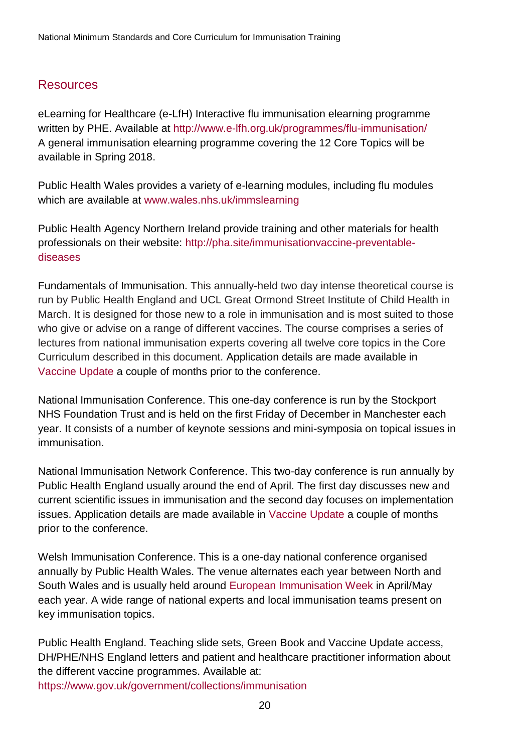## Resources

eLearning for Healthcare (e-LfH) Interactive flu immunisation elearning programme written by PHE. Available at http://www.e-lfh.org.uk/programmes/flu-immunisation/
A general immunisation elearning programme covering the 12 Core Topics will be available in Spring 2018.

Public Health Wales provides a variety of e-learning modules, including flu modules which are available at www.wales.nhs.uk/immslearning

Public Health Agency Northern Ireland provide training and other materials for health professionals on their website: http://pha.site/immunisationvaccine-preventable-diseases

Fundamentals of Immunisation. This annually-held two day intense theoretical course is run by Public Health England and UCL Great Ormond Street Institute of Child Health in March. It is designed for those new to a role in immunisation and is most suited to those who give or advise on a range of different vaccines. The course comprises a series of lectures from national immunisation experts covering all twelve core topics in the Core Curriculum described in this document. Application details are made available in Vaccine Update a couple of months prior to the conference.

National Immunisation Conference. This one-day conference is run by the Stockport NHS Foundation Trust and is held on the first Friday of December in Manchester each year. It consists of a number of keynote sessions and mini-symposia on topical issues in immunisation.

National Immunisation Network Conference. This two-day conference is run annually by Public Health England usually around the end of April. The first day discusses new and current scientific issues in immunisation and the second day focuses on implementation issues. Application details are made available in Vaccine Update a couple of months prior to the conference.

Welsh Immunisation Conference. This is a one-day national conference organised annually by Public Health Wales. The venue alternates each year between North and South Wales and is usually held around European Immunisation Week in April/May each year. A wide range of national experts and local immunisation teams present on key immunisation topics.

Public Health England. Teaching slide sets, Green Book and Vaccine Update access, DH/PHE/NHS England letters and patient and healthcare practitioner information about the different vaccine programmes. Available at: https://www.gov.uk/government/collections/immunisation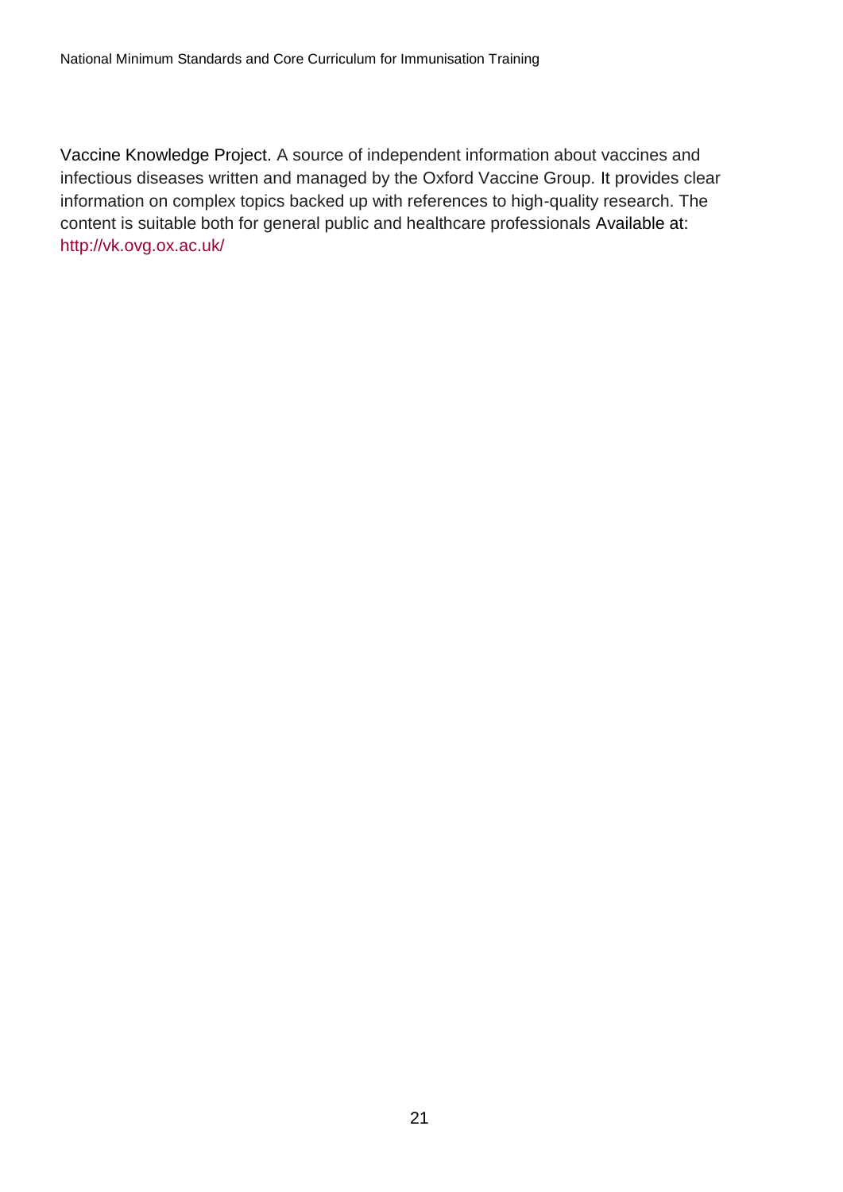Vaccine Knowledge Project. A source of independent information about vaccines and infectious diseases written and managed by the Oxford Vaccine Group. It provides clear information on complex topics backed up with references to high-quality research. The content is suitable both for general public and healthcare professionals Available at: http://vk.ovg.ox.ac.uk/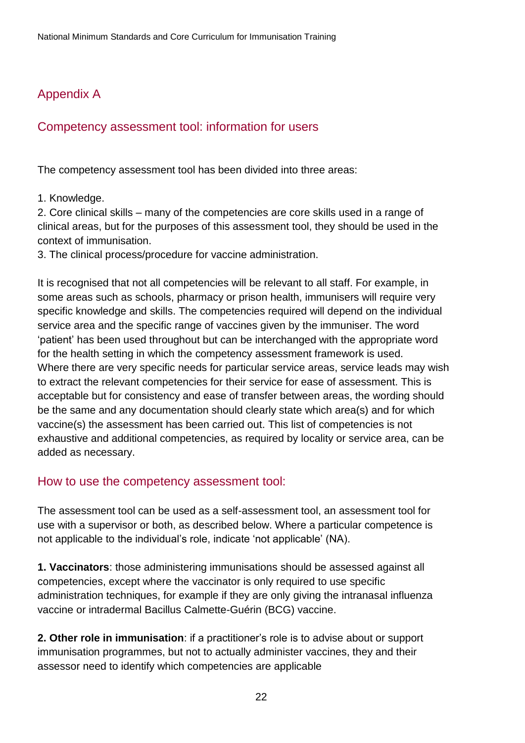## Appendix A

## Competency assessment tool: information for users

The competency assessment tool has been divided into three areas:

1. Knowledge.
2. Core clinical skills – many of the competencies are core skills used in a range of clinical areas, but for the purposes of this assessment tool, they should be used in the context of immunisation.
3. The clinical process/procedure for vaccine administration.

It is recognised that not all competencies will be relevant to all staff. For example, in some areas such as schools, pharmacy or prison health, immunisers will require very specific knowledge and skills. The competencies required will depend on the individual service area and the specific range of vaccines given by the immuniser. The word 'patient' has been used throughout but can be interchanged with the appropriate word for the health setting in which the competency assessment framework is used. Where there are very specific needs for particular service areas, service leads may wish to extract the relevant competencies for their service for ease of assessment. This is acceptable but for consistency and ease of transfer between areas, the wording should be the same and any documentation should clearly state which area(s) and for which vaccine(s) the assessment has been carried out. This list of competencies is not exhaustive and additional competencies, as required by locality or service area, can be added as necessary.

### How to use the competency assessment tool:

The assessment tool can be used as a self-assessment tool, an assessment tool for use with a supervisor or both, as described below. Where a particular competence is not applicable to the individual's role, indicate 'not applicable' (NA).

**1. Vaccinators**: those administering immunisations should be assessed against all competencies, except where the vaccinator is only required to use specific administration techniques, for example if they are only giving the intranasal influenza vaccine or intradermal Bacillus Calmette-Guérin (BCG) vaccine.

**2. Other role in immunisation**: if a practitioner's role is to advise about or support immunisation programmes, but not to actually administer vaccines, they and their assessor need to identify which competencies are applicable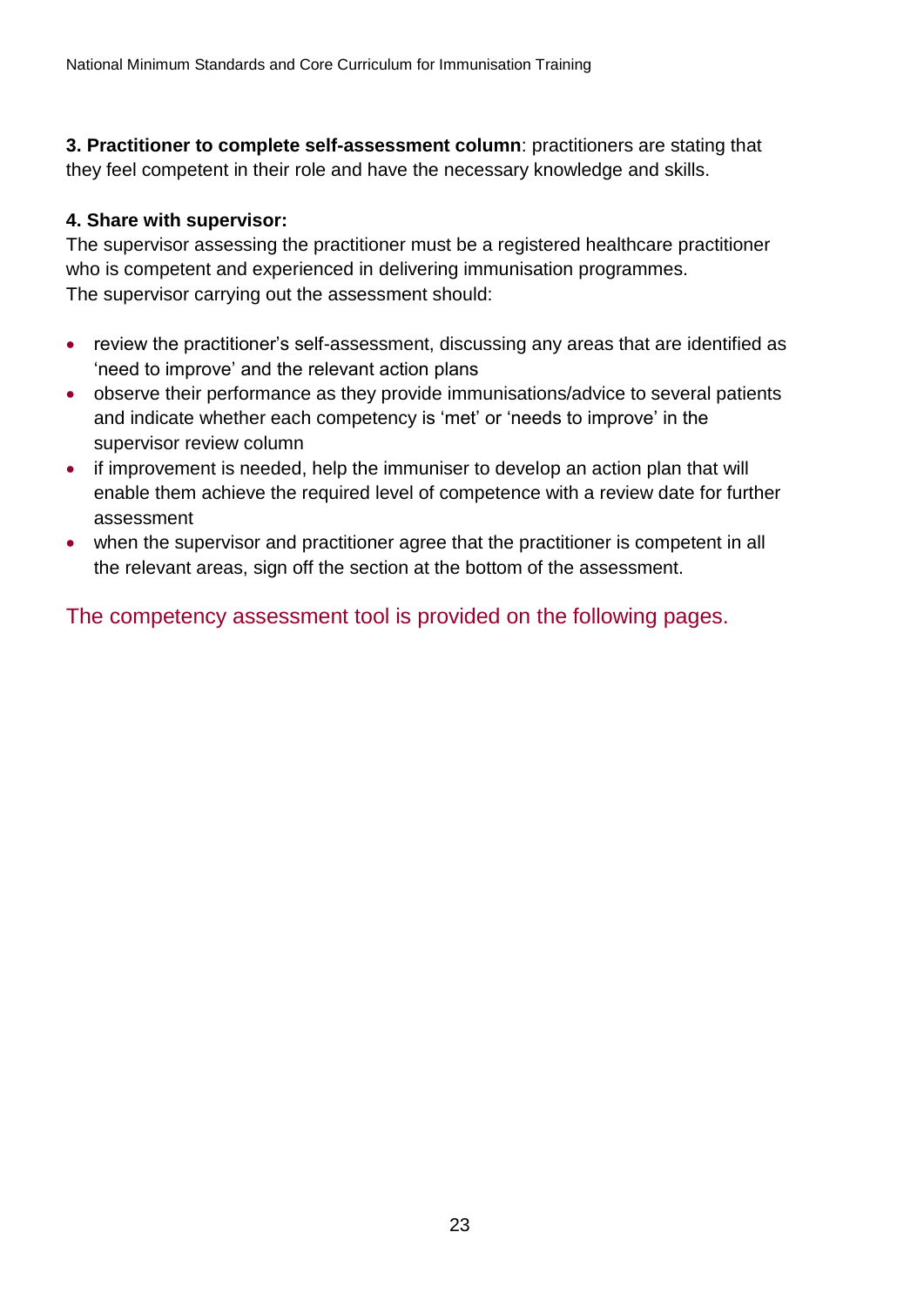**3. Practitioner to complete self-assessment column**: practitioners are stating that they feel competent in their role and have the necessary knowledge and skills.

**4. Share with supervisor:**

The supervisor assessing the practitioner must be a registered healthcare practitioner who is competent and experienced in delivering immunisation programmes.
The supervisor carrying out the assessment should:

- review the practitioner's self-assessment, discussing any areas that are identified as 'need to improve' and the relevant action plans
- observe their performance as they provide immunisations/advice to several patients and indicate whether each competency is 'met' or 'needs to improve' in the supervisor review column
- if improvement is needed, help the immuniser to develop an action plan that will enable them achieve the required level of competence with a review date for further assessment
- when the supervisor and practitioner agree that the practitioner is competent in all the relevant areas, sign off the section at the bottom of the assessment.

The competency assessment tool is provided on the following pages.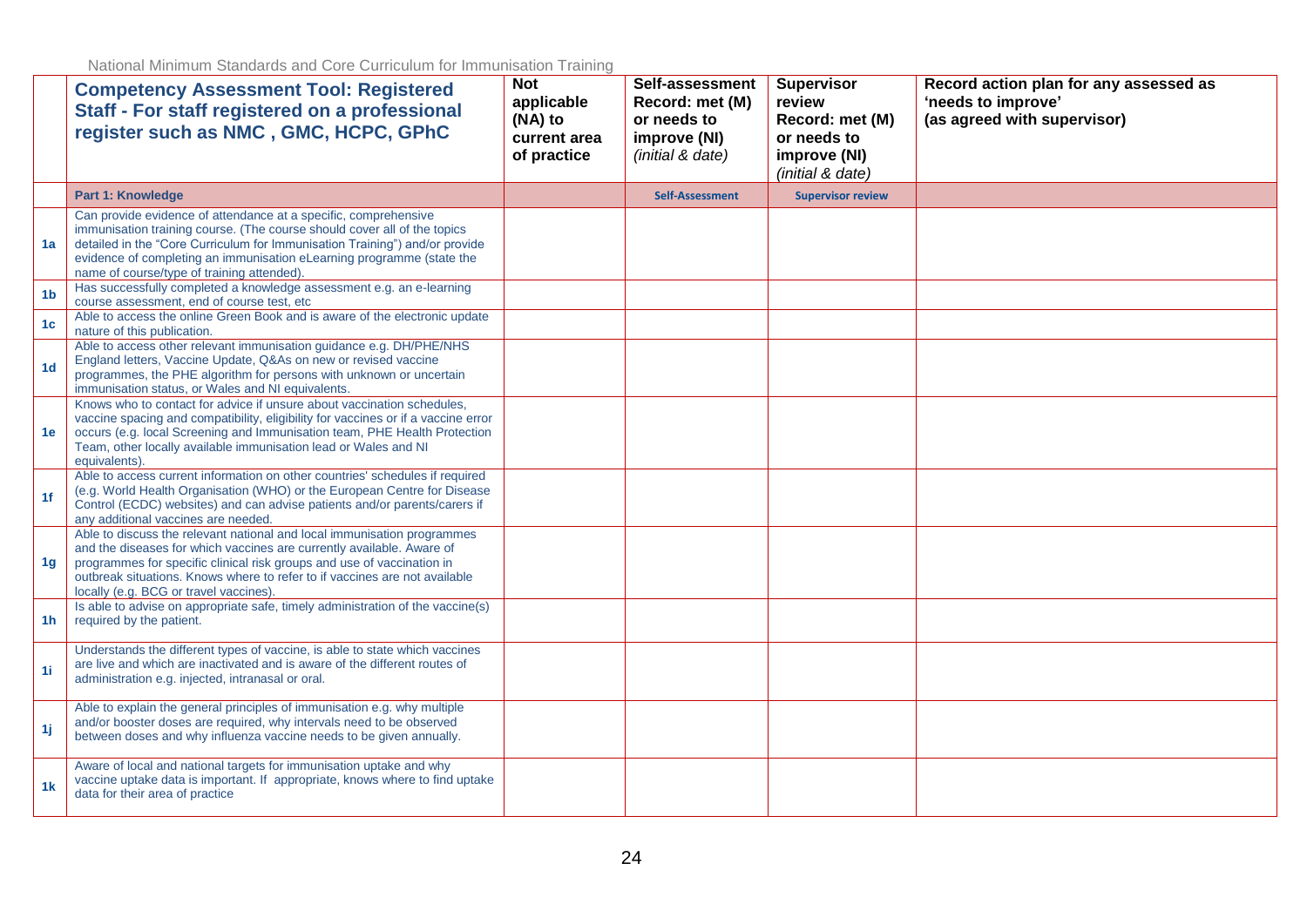| | Competency Assessment Tool: Registered Staff - For staff registered on a professional register such as NMC , GMC, HCPC, GPhC | Not applicable (NA) to current area of practice | Self-assessment Record: met (M) or needs to improve (NI) *(initial & date)* | Supervisor review Record: met (M) or needs to improve (NI) *(initial & date)* | Record action plan for any assessed as 'needs to improve' (as agreed with supervisor) |
|---|---|---|---|---|---|
| | **Part 1: Knowledge** | | **Self-Assessment** | **Supervisor review** | |
| **1a** | Can provide evidence of attendance at a specific, comprehensive immunisation training course. (The course should cover all of the topics detailed in the "Core Curriculum for Immunisation Training") and/or provide evidence of completing an immunisation eLearning programme (state the name of course/type of training attended). | | | | |
| **1b** | Has successfully completed a knowledge assessment e.g. an e-learning course assessment, end of course test, etc | | | | |
| **1c** | Able to access the online Green Book and is aware of the electronic update nature of this publication. | | | | |
| **1d** | Able to access other relevant immunisation guidance e.g. DH/PHE/NHS England letters, Vaccine Update, Q&As on new or revised vaccine programmes, the PHE algorithm for persons with unknown or uncertain immunisation status, or Wales and NI equivalents. | | | | |
| **1e** | Knows who to contact for advice if unsure about vaccination schedules, vaccine spacing and compatibility, eligibility for vaccines or if a vaccine error occurs (e.g. local Screening and Immunisation team, PHE Health Protection Team, other locally available immunisation lead or Wales and NI equivalents). | | | | |
| **1f** | Able to access current information on other countries' schedules if required (e.g. World Health Organisation (WHO) or the European Centre for Disease Control (ECDC) websites) and can advise patients and/or parents/carers if any additional vaccines are needed. | | | | |
| **1g** | Able to discuss the relevant national and local immunisation programmes and the diseases for which vaccines are currently available. Aware of programmes for specific clinical risk groups and use of vaccination in outbreak situations. Knows where to refer to if vaccines are not available locally (e.g. BCG or travel vaccines). | | | | |
| **1h** | Is able to advise on appropriate safe, timely administration of the vaccine(s) required by the patient. | | | | |
| **1i** | Understands the different types of vaccine, is able to state which vaccines are live and which are inactivated and is aware of the different routes of administration e.g. injected, intranasal or oral. | | | | |
| **1j** | Able to explain the general principles of immunisation e.g. why multiple and/or booster doses are required, why intervals need to be observed between doses and why influenza vaccine needs to be given annually. | | | | |
| **1k** | Aware of local and national targets for immunisation uptake and why vaccine uptake data is important. If appropriate, knows where to find uptake data for their area of practice | | | | |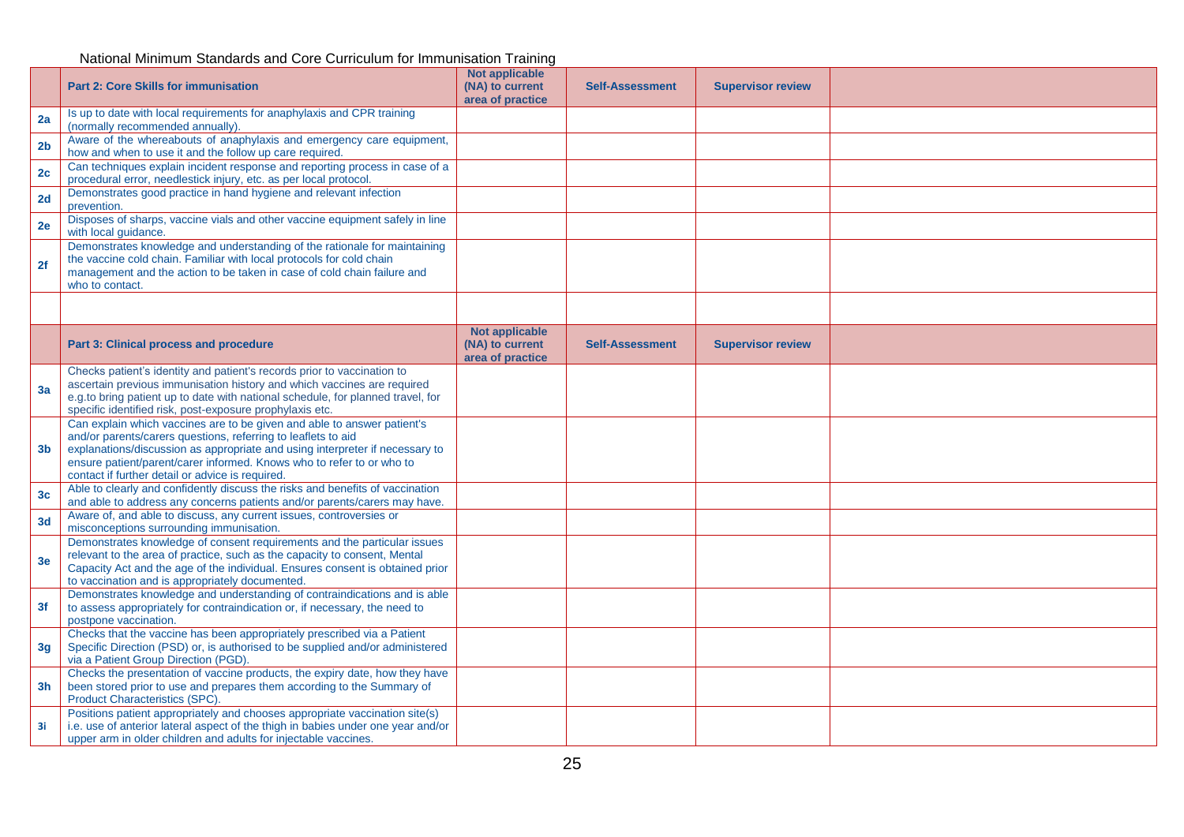National Minimum Standards and Core Curriculum for Immunisation Training

| | Part 2: Core Skills for immunisation | Not applicable (NA) to current area of practice | Self-Assessment | Supervisor review | |
|---|---|---|---|---|---|
| 2a | Is up to date with local requirements for anaphylaxis and CPR training (normally recommended annually). | | | | |
| 2b | Aware of the whereabouts of anaphylaxis and emergency care equipment, how and when to use it and the follow up care required. | | | | |
| 2c | Can techniques explain incident response and reporting process in case of a procedural error, needlestick injury, etc. as per local protocol. | | | | |
| 2d | Demonstrates good practice in hand hygiene and relevant infection prevention. | | | | |
| 2e | Disposes of sharps, vaccine vials and other vaccine equipment safely in line with local guidance. | | | | |
| 2f | Demonstrates knowledge and understanding of the rationale for maintaining the vaccine cold chain. Familiar with local protocols for cold chain management and the action to be taken in case of cold chain failure and who to contact. | | | | |
| | | | | | |

| | Part 3: Clinical process and procedure | Not applicable (NA) to current area of practice | Self-Assessment | Supervisor review | |
|---|---|---|---|---|---|
| 3a | Checks patient's identity and patient's records prior to vaccination to ascertain previous immunisation history and which vaccines are required e.g.to bring patient up to date with national schedule, for planned travel, for specific identified risk, post-exposure prophylaxis etc. | | | | |
| 3b | Can explain which vaccines are to be given and able to answer patient's and/or parents/carers questions, referring to leaflets to aid explanations/discussion as appropriate and using interpreter if necessary to ensure patient/parent/carer informed. Knows who to refer to or who to contact if further detail or advice is required. | | | | |
| 3c | Able to clearly and confidently discuss the risks and benefits of vaccination and able to address any concerns patients and/or parents/carers may have. | | | | |
| 3d | Aware of, and able to discuss, any current issues, controversies or misconceptions surrounding immunisation. | | | | |
| 3e | Demonstrates knowledge of consent requirements and the particular issues relevant to the area of practice, such as the capacity to consent, Mental Capacity Act and the age of the individual. Ensures consent is obtained prior to vaccination and is appropriately documented. | | | | |
| 3f | Demonstrates knowledge and understanding of contraindications and is able to assess appropriately for contraindication or, if necessary, the need to postpone vaccination. | | | | |
| 3g | Checks that the vaccine has been appropriately prescribed via a Patient Specific Direction (PSD) or, is authorised to be supplied and/or administered via a Patient Group Direction (PGD). | | | | |
| 3h | Checks the presentation of vaccine products, the expiry date, how they have been stored prior to use and prepares them according to the Summary of Product Characteristics (SPC). | | | | |
| 3i | Positions patient appropriately and chooses appropriate vaccination site(s) i.e. use of anterior lateral aspect of the thigh in babies under one year and/or upper arm in older children and adults for injectable vaccines. | | | | |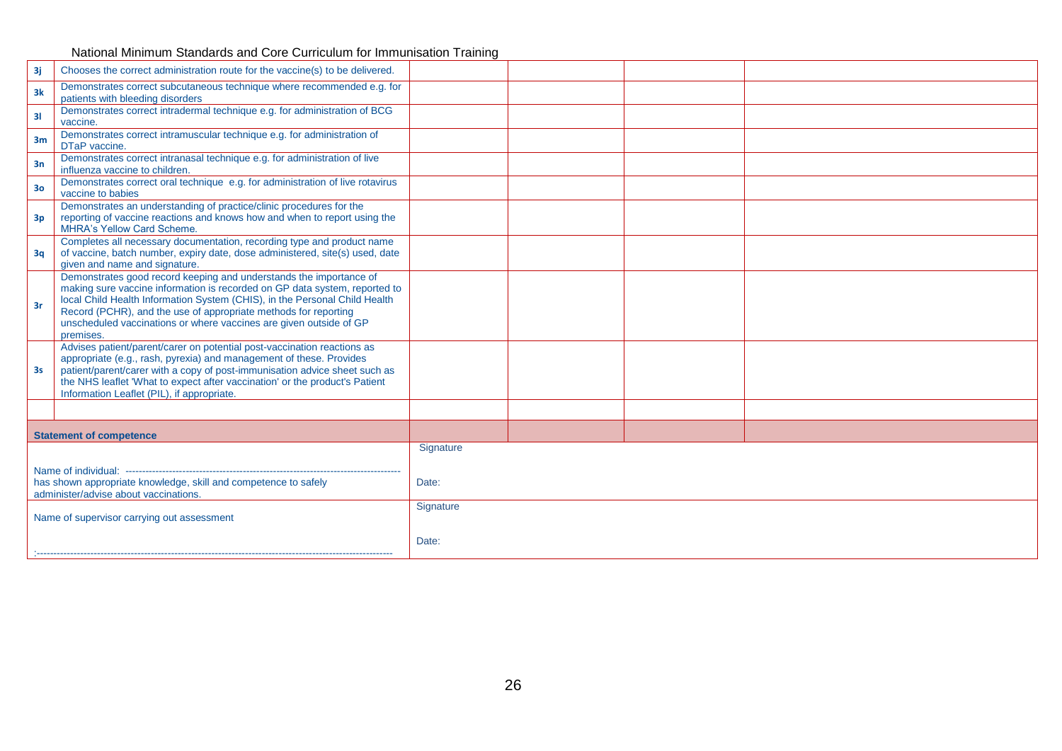National Minimum Standards and Core Curriculum for Immunisation Training

| | | | | | |
|---|---|---|---|---|---|
| 3j | Chooses the correct administration route for the vaccine(s) to be delivered. | | | | |
| 3k | Demonstrates correct subcutaneous technique where recommended e.g. for patients with bleeding disorders | | | | |
| 3l | Demonstrates correct intradermal technique e.g. for administration of BCG vaccine. | | | | |
| 3m | Demonstrates correct intramuscular technique e.g. for administration of DTaP vaccine. | | | | |
| 3n | Demonstrates correct intranasal technique e.g. for administration of live influenza vaccine to children. | | | | |
| 3o | Demonstrates correct oral technique e.g. for administration of live rotavirus vaccine to babies | | | | |
| 3p | Demonstrates an understanding of practice/clinic procedures for the reporting of vaccine reactions and knows how and when to report using the MHRA's Yellow Card Scheme. | | | | |
| 3q | Completes all necessary documentation, recording type and product name of vaccine, batch number, expiry date, dose administered, site(s) used, date given and name and signature. | | | | |
| 3r | Demonstrates good record keeping and understands the importance of making sure vaccine information is recorded on GP data system, reported to local Child Health Information System (CHIS), in the Personal Child Health Record (PCHR), and the use of appropriate methods for reporting unscheduled vaccinations or where vaccines are given outside of GP premises. | | | | |
| 3s | Advises patient/parent/carer on potential post-vaccination reactions as appropriate (e.g., rash, pyrexia) and management of these. Provides patient/parent/carer with a copy of post-immunisation advice sheet such as the NHS leaflet 'What to expect after vaccination' or the product's Patient Information Leaflet (PIL), if appropriate. | | | | |
| | | | | | |

| **Statement of competence** | |
|---|---|
| Name of individual: ---------------------------------------------------------------------------------- has shown appropriate knowledge, skill and competence to safely administer/advise about vaccinations. | Signature<br><br>Date: |
| Name of supervisor carrying out assessment<br><br>:------------------------------------------------------------------------------------------------------------- | Signature<br><br>Date: |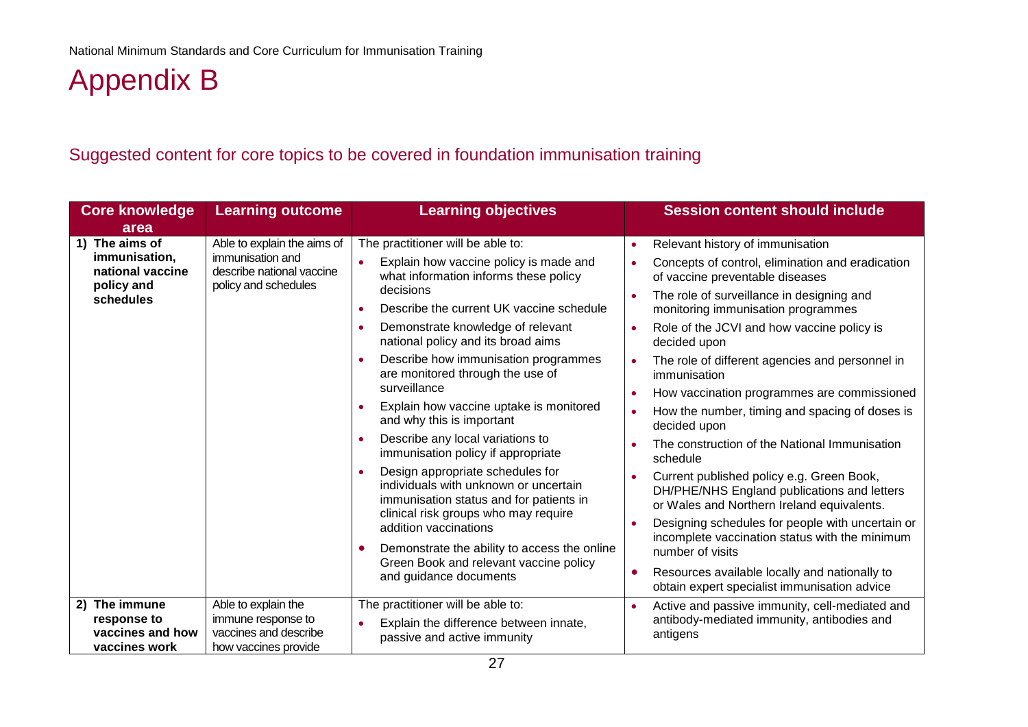# Appendix B

## Suggested content for core topics to be covered in foundation immunisation training

| Core knowledge area | Learning outcome | Learning objectives | Session content should include |
|---|---|---|---|
| **1) The aims of immunisation, national vaccine policy and schedules** | Able to explain the aims of immunisation and describe national vaccine policy and schedules | The practitioner will be able to:<br>• Explain how vaccine policy is made and what information informs these policy decisions<br>• Describe the current UK vaccine schedule<br>• Demonstrate knowledge of relevant national policy and its broad aims<br>• Describe how immunisation programmes are monitored through the use of surveillance<br>• Explain how vaccine uptake is monitored and why this is important<br>• Describe any local variations to immunisation policy if appropriate<br>• Design appropriate schedules for individuals with unknown or uncertain immunisation status and for patients in clinical risk groups who may require addition vaccinations<br>• Demonstrate the ability to access the online Green Book and relevant vaccine policy and guidance documents | • Relevant history of immunisation<br>• Concepts of control, elimination and eradication of vaccine preventable diseases<br>• The role of surveillance in designing and monitoring immunisation programmes<br>• Role of the JCVI and how vaccine policy is decided upon<br>• The role of different agencies and personnel in immunisation<br>• How vaccination programmes are commissioned<br>• How the number, timing and spacing of doses is decided upon<br>• The construction of the National Immunisation schedule<br>• Current published policy e.g. Green Book, DH/PHE/NHS England publications and letters or Wales and Northern Ireland equivalents.<br>• Designing schedules for people with uncertain or incomplete vaccination status with the minimum number of visits<br>• Resources available locally and nationally to obtain expert specialist immunisation advice |
| **2) The immune response to vaccines and how vaccines work** | Able to explain the immune response to vaccines and describe how vaccines provide | The practitioner will be able to:<br>• Explain the difference between innate, passive and active immunity | • Active and passive immunity, cell-mediated and antibody-mediated immunity, antibodies and antigens |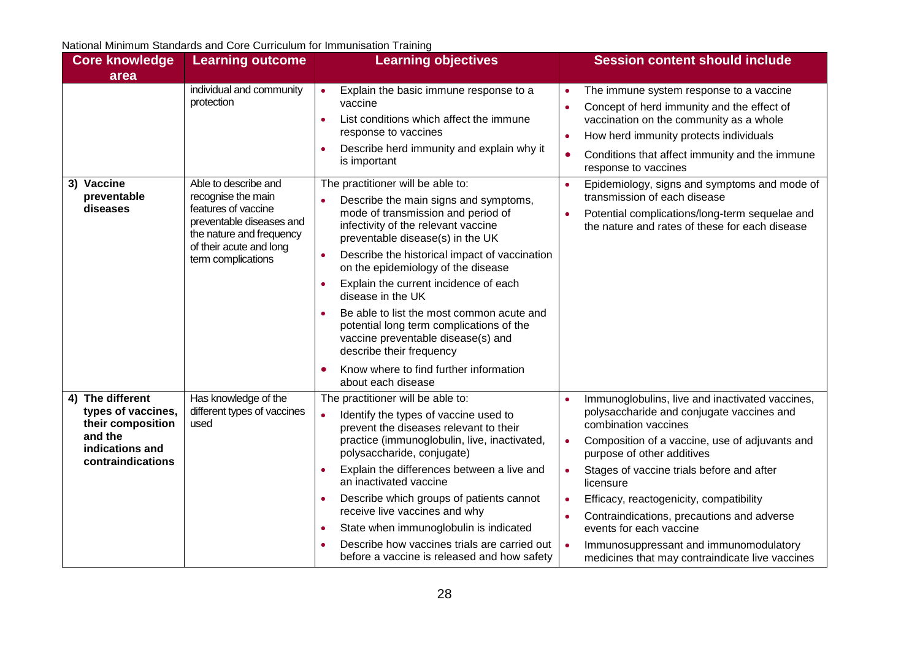| Core knowledge area | Learning outcome | Learning objectives | Session content should include |
|---|---|---|---|
| | individual and community protection | • Explain the basic immune response to a vaccine<br>• List conditions which affect the immune response to vaccines<br>• Describe herd immunity and explain why it is important | • The immune system response to a vaccine<br>• Concept of herd immunity and the effect of vaccination on the community as a whole<br>• How herd immunity protects individuals<br>• Conditions that affect immunity and the immune response to vaccines |
| **3) Vaccine preventable diseases** | Able to describe and recognise the main features of vaccine preventable diseases and the nature and frequency of their acute and long term complications | The practitioner will be able to:<br>• Describe the main signs and symptoms, mode of transmission and period of infectivity of the relevant vaccine preventable disease(s) in the UK<br>• Describe the historical impact of vaccination on the epidemiology of the disease<br>• Explain the current incidence of each disease in the UK<br>• Be able to list the most common acute and potential long term complications of the vaccine preventable disease(s) and describe their frequency<br>• Know where to find further information about each disease | • Epidemiology, signs and symptoms and mode of transmission of each disease<br>• Potential complications/long-term sequelae and the nature and rates of these for each disease |
| **4) The different types of vaccines, their composition and the indications and contraindications** | Has knowledge of the different types of vaccines used | The practitioner will be able to:<br>• Identify the types of vaccine used to prevent the diseases relevant to their practice (immunoglobulin, live, inactivated, polysaccharide, conjugate)<br>• Explain the differences between a live and an inactivated vaccine<br>• Describe which groups of patients cannot receive live vaccines and why<br>• State when immunoglobulin is indicated<br>• Describe how vaccines trials are carried out before a vaccine is released and how safety | • Immunoglobulins, live and inactivated vaccines, polysaccharide and conjugate vaccines and combination vaccines<br>• Composition of a vaccine, use of adjuvants and purpose of other additives<br>• Stages of vaccine trials before and after licensure<br>• Efficacy, reactogenicity, compatibility<br>• Contraindications, precautions and adverse events for each vaccine<br>• Immunosuppressant and immunomodulatory medicines that may contraindicate live vaccines |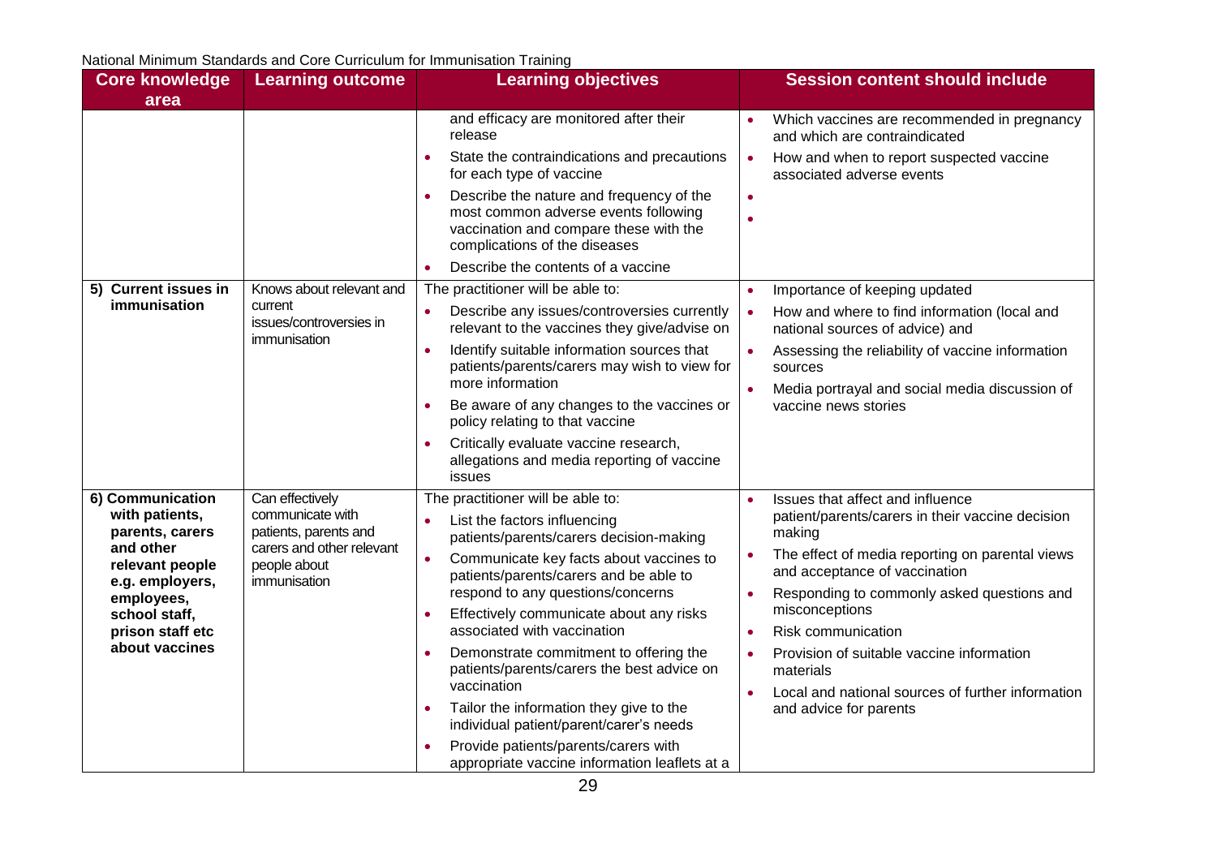| Core knowledge area | Learning outcome | Learning objectives | Session content should include |
| --- | --- | --- | --- |
| | | and efficacy are monitored after their release<br>• State the contraindications and precautions for each type of vaccine<br>• Describe the nature and frequency of the most common adverse events following vaccination and compare these with the complications of the diseases<br>• Describe the contents of a vaccine | • Which vaccines are recommended in pregnancy and which are contraindicated<br>• How and when to report suspected vaccine associated adverse events<br>•<br>• |
| **5) Current issues in immunisation** | Knows about relevant and current issues/controversies in immunisation | The practitioner will be able to:<br>• Describe any issues/controversies currently relevant to the vaccines they give/advise on<br>• Identify suitable information sources that patients/parents/carers may wish to view for more information<br>• Be aware of any changes to the vaccines or policy relating to that vaccine<br>• Critically evaluate vaccine research, allegations and media reporting of vaccine issues | • Importance of keeping updated<br>• How and where to find information (local and national sources of advice) and<br>• Assessing the reliability of vaccine information sources<br>• Media portrayal and social media discussion of vaccine news stories |
| **6) Communication with patients, parents, carers and other relevant people e.g. employers, employees, school staff, prison staff etc about vaccines** | Can effectively communicate with patients, parents and carers and other relevant people about immunisation | The practitioner will be able to:<br>• List the factors influencing patients/parents/carers decision-making<br>• Communicate key facts about vaccines to patients/parents/carers and be able to respond to any questions/concerns<br>• Effectively communicate about any risks associated with vaccination<br>• Demonstrate commitment to offering the patients/parents/carers the best advice on vaccination<br>• Tailor the information they give to the individual patient/parent/carer's needs<br>• Provide patients/parents/carers with appropriate vaccine information leaflets at a | • Issues that affect and influence patient/parents/carers in their vaccine decision making<br>• The effect of media reporting on parental views and acceptance of vaccination<br>• Responding to commonly asked questions and misconceptions<br>• Risk communication<br>• Provision of suitable vaccine information materials<br>• Local and national sources of further information and advice for parents |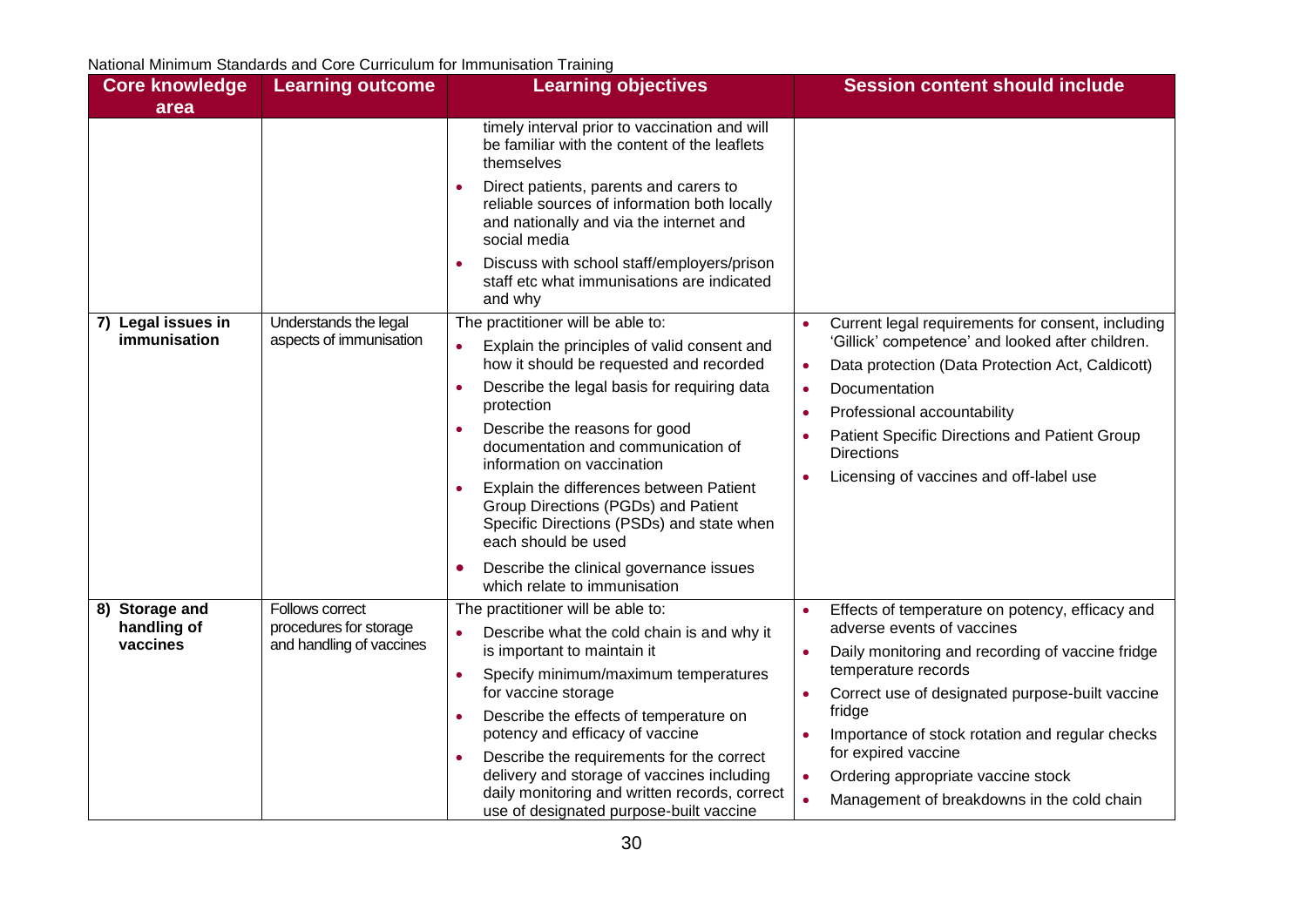| Core knowledge area | Learning outcome | Learning objectives | Session content should include |
|---|---|---|---|
| | | timely interval prior to vaccination and will be familiar with the content of the leaflets themselves<br>• Direct patients, parents and carers to reliable sources of information both locally and nationally and via the internet and social media<br>• Discuss with school staff/employers/prison staff etc what immunisations are indicated and why | |
| **7) Legal issues in immunisation** | Understands the legal aspects of immunisation | The practitioner will be able to:<br>• Explain the principles of valid consent and how it should be requested and recorded<br>• Describe the legal basis for requiring data protection<br>• Describe the reasons for good documentation and communication of information on vaccination<br>• Explain the differences between Patient Group Directions (PGDs) and Patient Specific Directions (PSDs) and state when each should be used<br>• Describe the clinical governance issues which relate to immunisation | • Current legal requirements for consent, including 'Gillick' competence' and looked after children.<br>• Data protection (Data Protection Act, Caldicott)<br>• Documentation<br>• Professional accountability<br>• Patient Specific Directions and Patient Group Directions<br>• Licensing of vaccines and off-label use |
| **8) Storage and handling of vaccines** | Follows correct procedures for storage and handling of vaccines | The practitioner will be able to:<br>• Describe what the cold chain is and why it is important to maintain it<br>• Specify minimum/maximum temperatures for vaccine storage<br>• Describe the effects of temperature on potency and efficacy of vaccine<br>• Describe the requirements for the correct delivery and storage of vaccines including daily monitoring and written records, correct use of designated purpose-built vaccine | • Effects of temperature on potency, efficacy and adverse events of vaccines<br>• Daily monitoring and recording of vaccine fridge temperature records<br>• Correct use of designated purpose-built vaccine fridge<br>• Importance of stock rotation and regular checks for expired vaccine<br>• Ordering appropriate vaccine stock<br>• Management of breakdowns in the cold chain |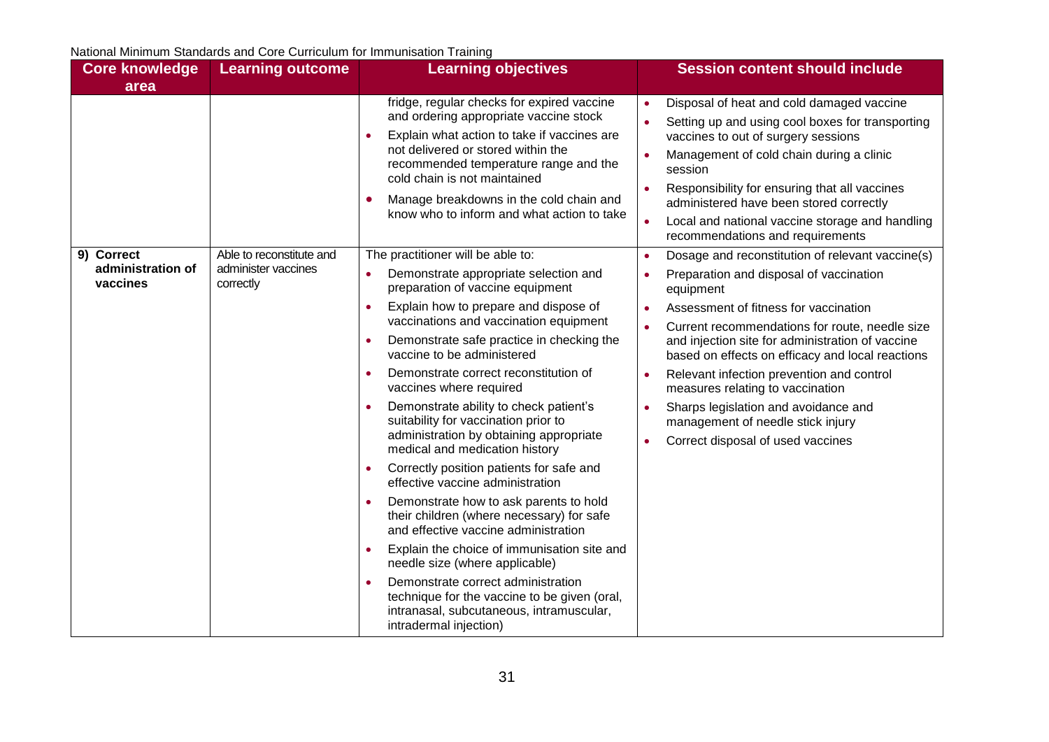| Core knowledge area | Learning outcome | Learning objectives | Session content should include |
|---|---|---|---|
| | | fridge, regular checks for expired vaccine and ordering appropriate vaccine stock<br>• Explain what action to take if vaccines are not delivered or stored within the recommended temperature range and the cold chain is not maintained<br>• Manage breakdowns in the cold chain and know who to inform and what action to take | • Disposal of heat and cold damaged vaccine<br>• Setting up and using cool boxes for transporting vaccines to out of surgery sessions<br>• Management of cold chain during a clinic session<br>• Responsibility for ensuring that all vaccines administered have been stored correctly<br>• Local and national vaccine storage and handling recommendations and requirements |
| **9) Correct administration of vaccines** | Able to reconstitute and administer vaccines correctly | The practitioner will be able to:<br>• Demonstrate appropriate selection and preparation of vaccine equipment<br>• Explain how to prepare and dispose of vaccinations and vaccination equipment<br>• Demonstrate safe practice in checking the vaccine to be administered<br>• Demonstrate correct reconstitution of vaccines where required<br>• Demonstrate ability to check patient's suitability for vaccination prior to administration by obtaining appropriate medical and medication history<br>• Correctly position patients for safe and effective vaccine administration<br>• Demonstrate how to ask parents to hold their children (where necessary) for safe and effective vaccine administration<br>• Explain the choice of immunisation site and needle size (where applicable)<br>• Demonstrate correct administration technique for the vaccine to be given (oral, intranasal, subcutaneous, intramuscular, intradermal injection) | • Dosage and reconstitution of relevant vaccine(s)<br>• Preparation and disposal of vaccination equipment<br>• Assessment of fitness for vaccination<br>• Current recommendations for route, needle size and injection site for administration of vaccine based on effects on efficacy and local reactions<br>• Relevant infection prevention and control measures relating to vaccination<br>• Sharps legislation and avoidance and management of needle stick injury<br>• Correct disposal of used vaccines |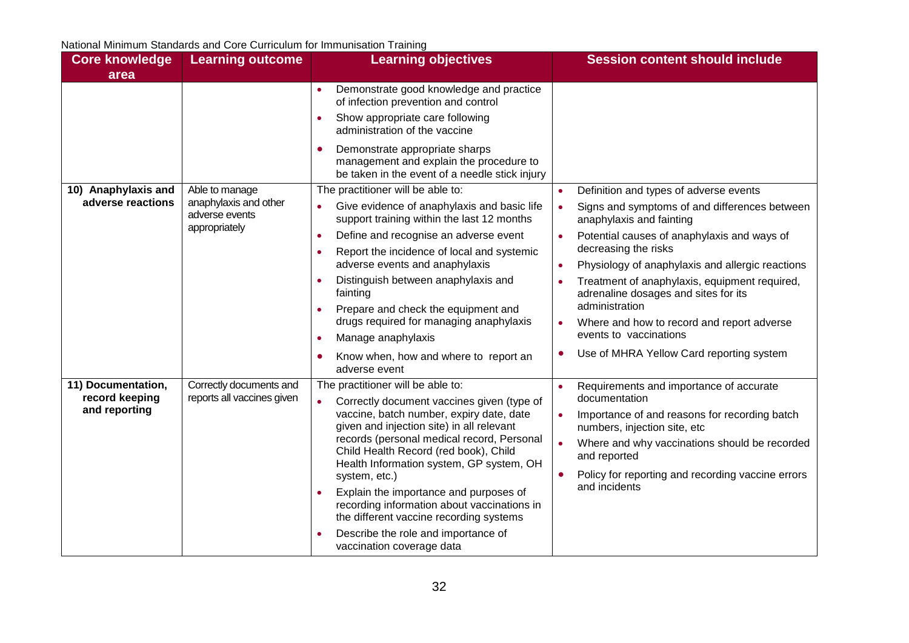| Core knowledge area | Learning outcome | Learning objectives | Session content should include |
|---|---|---|---|
| | | • Demonstrate good knowledge and practice of infection prevention and control<br>• Show appropriate care following administration of the vaccine<br>• Demonstrate appropriate sharps management and explain the procedure to be taken in the event of a needle stick injury | |
| **10) Anaphylaxis and adverse reactions** | Able to manage anaphylaxis and other adverse events appropriately | The practitioner will be able to:<br>• Give evidence of anaphylaxis and basic life support training within the last 12 months<br>• Define and recognise an adverse event<br>• Report the incidence of local and systemic adverse events and anaphylaxis<br>• Distinguish between anaphylaxis and fainting<br>• Prepare and check the equipment and drugs required for managing anaphylaxis<br>• Manage anaphylaxis<br>• Know when, how and where to report an adverse event | • Definition and types of adverse events<br>• Signs and symptoms of and differences between anaphylaxis and fainting<br>• Potential causes of anaphylaxis and ways of decreasing the risks<br>• Physiology of anaphylaxis and allergic reactions<br>• Treatment of anaphylaxis, equipment required, adrenaline dosages and sites for its administration<br>• Where and how to record and report adverse events to vaccinations<br>• Use of MHRA Yellow Card reporting system |
| **11) Documentation, record keeping and reporting** | Correctly documents and reports all vaccines given | The practitioner will be able to:<br>• Correctly document vaccines given (type of vaccine, batch number, expiry date, date given and injection site) in all relevant records (personal medical record, Personal Child Health Record (red book), Child Health Information system, GP system, OH system, etc.)<br>• Explain the importance and purposes of recording information about vaccinations in the different vaccine recording systems<br>• Describe the role and importance of vaccination coverage data | • Requirements and importance of accurate documentation<br>• Importance of and reasons for recording batch numbers, injection site, etc<br>• Where and why vaccinations should be recorded and reported<br>• Policy for reporting and recording vaccine errors and incidents |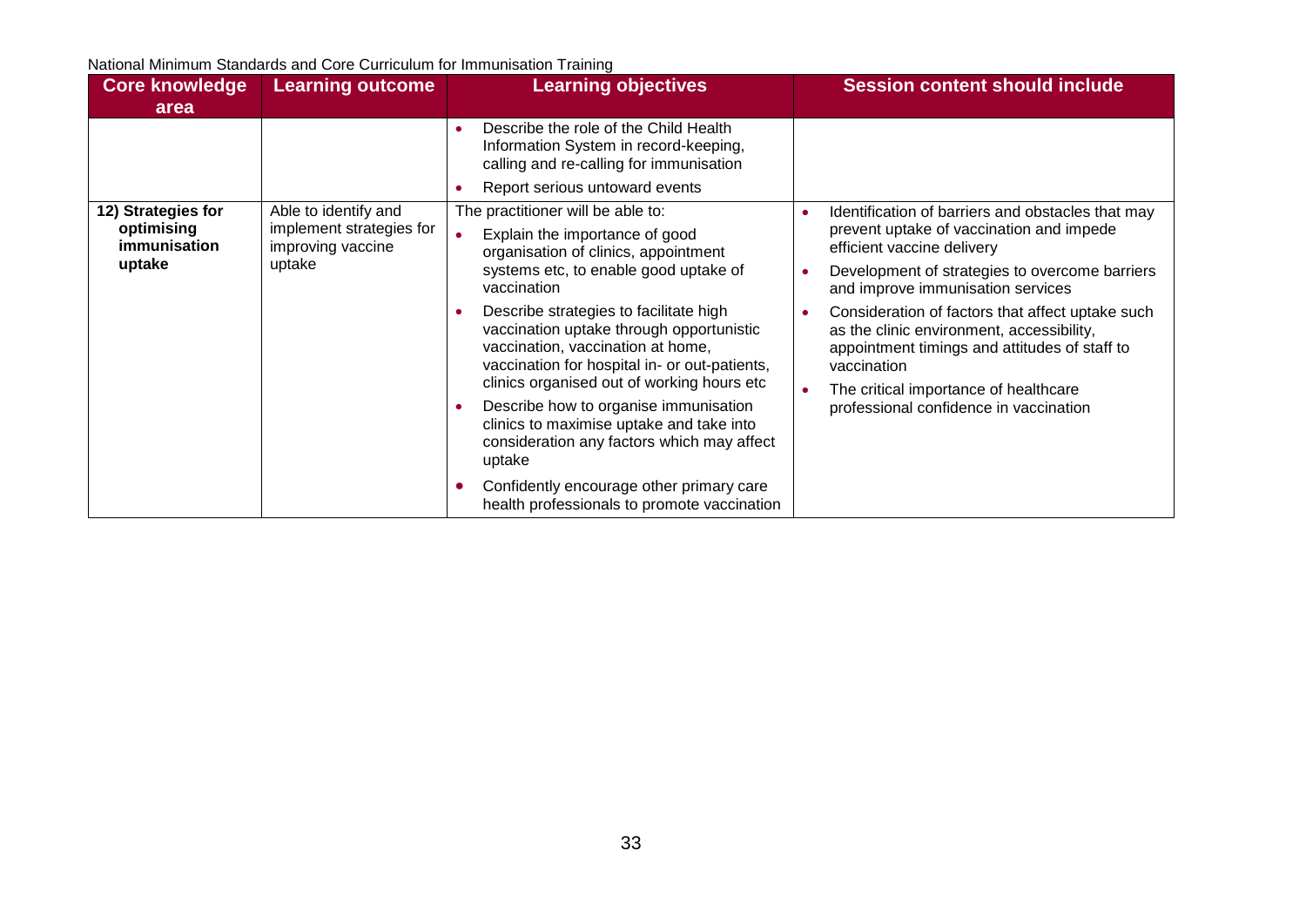| Core knowledge area | Learning outcome | Learning objectives | Session content should include |
|---|---|---|---|
| | | • Describe the role of the Child Health Information System in record-keeping, calling and re-calling for immunisation<br>• Report serious untoward events | |
| **12) Strategies for optimising immunisation uptake** | Able to identify and implement strategies for improving vaccine uptake | The practitioner will be able to:<br>• Explain the importance of good organisation of clinics, appointment systems etc, to enable good uptake of vaccination<br>• Describe strategies to facilitate high vaccination uptake through opportunistic vaccination, vaccination at home, vaccination for hospital in- or out-patients, clinics organised out of working hours etc<br>• Describe how to organise immunisation clinics to maximise uptake and take into consideration any factors which may affect uptake<br>• Confidently encourage other primary care health professionals to promote vaccination | • Identification of barriers and obstacles that may prevent uptake of vaccination and impede efficient vaccine delivery<br>• Development of strategies to overcome barriers and improve immunisation services<br>• Consideration of factors that affect uptake such as the clinic environment, accessibility, appointment timings and attitudes of staff to vaccination<br>• The critical importance of healthcare professional confidence in vaccination |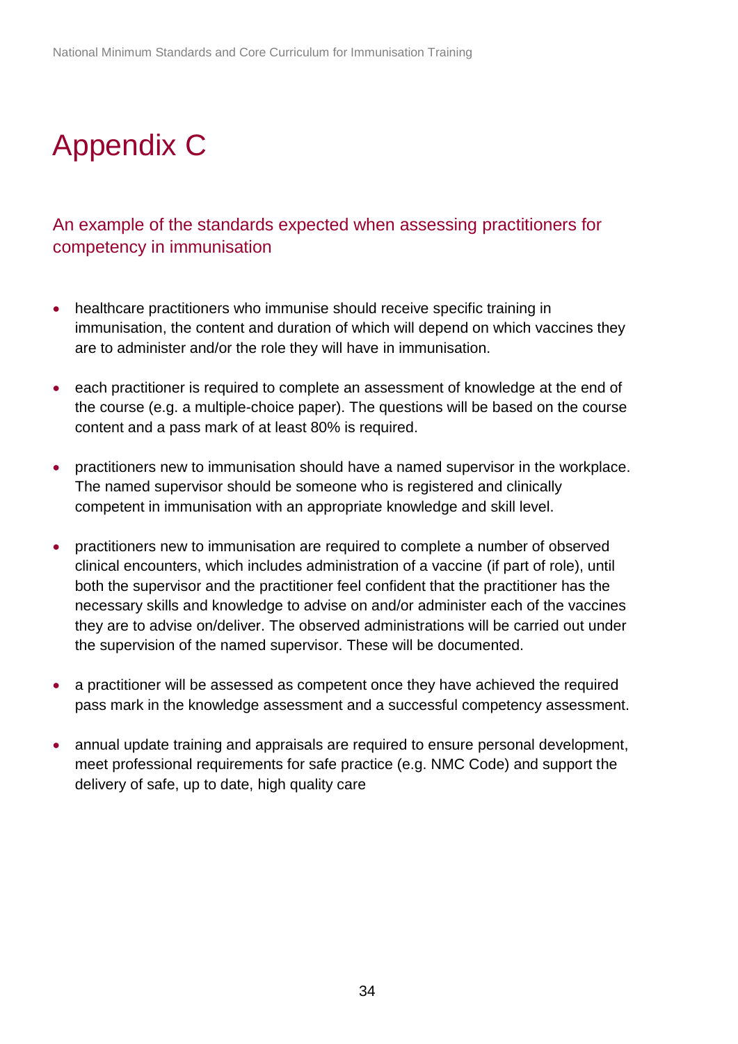# Appendix C

## An example of the standards expected when assessing practitioners for competency in immunisation

- healthcare practitioners who immunise should receive specific training in immunisation, the content and duration of which will depend on which vaccines they are to administer and/or the role they will have in immunisation.
- each practitioner is required to complete an assessment of knowledge at the end of the course (e.g. a multiple-choice paper). The questions will be based on the course content and a pass mark of at least 80% is required.
- practitioners new to immunisation should have a named supervisor in the workplace. The named supervisor should be someone who is registered and clinically competent in immunisation with an appropriate knowledge and skill level.
- practitioners new to immunisation are required to complete a number of observed clinical encounters, which includes administration of a vaccine (if part of role), until both the supervisor and the practitioner feel confident that the practitioner has the necessary skills and knowledge to advise on and/or administer each of the vaccines they are to advise on/deliver. The observed administrations will be carried out under the supervision of the named supervisor. These will be documented.
- a practitioner will be assessed as competent once they have achieved the required pass mark in the knowledge assessment and a successful competency assessment.
- annual update training and appraisals are required to ensure personal development, meet professional requirements for safe practice (e.g. NMC Code) and support the delivery of safe, up to date, high quality care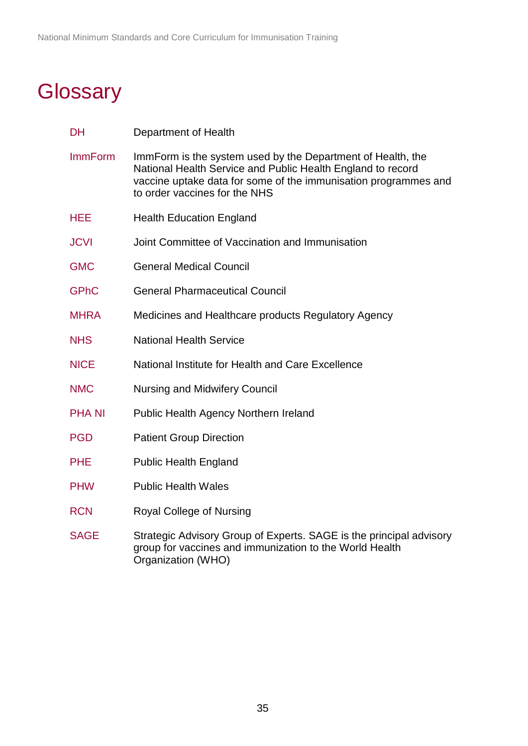# Glossary

| | |
|---|---|
| DH | Department of Health |
| ImmForm | ImmForm is the system used by the Department of Health, the National Health Service and Public Health England to record vaccine uptake data for some of the immunisation programmes and to order vaccines for the NHS |
| HEE | Health Education England |
| JCVI | Joint Committee of Vaccination and Immunisation |
| GMC | General Medical Council |
| GPhC | General Pharmaceutical Council |
| MHRA | Medicines and Healthcare products Regulatory Agency |
| NHS | National Health Service |
| NICE | National Institute for Health and Care Excellence |
| NMC | Nursing and Midwifery Council |
| PHA NI | Public Health Agency Northern Ireland |
| PGD | Patient Group Direction |
| PHE | Public Health England |
| PHW | Public Health Wales |
| RCN | Royal College of Nursing |
| SAGE | Strategic Advisory Group of Experts. SAGE is the principal advisory group for vaccines and immunization to the World Health Organization (WHO) |